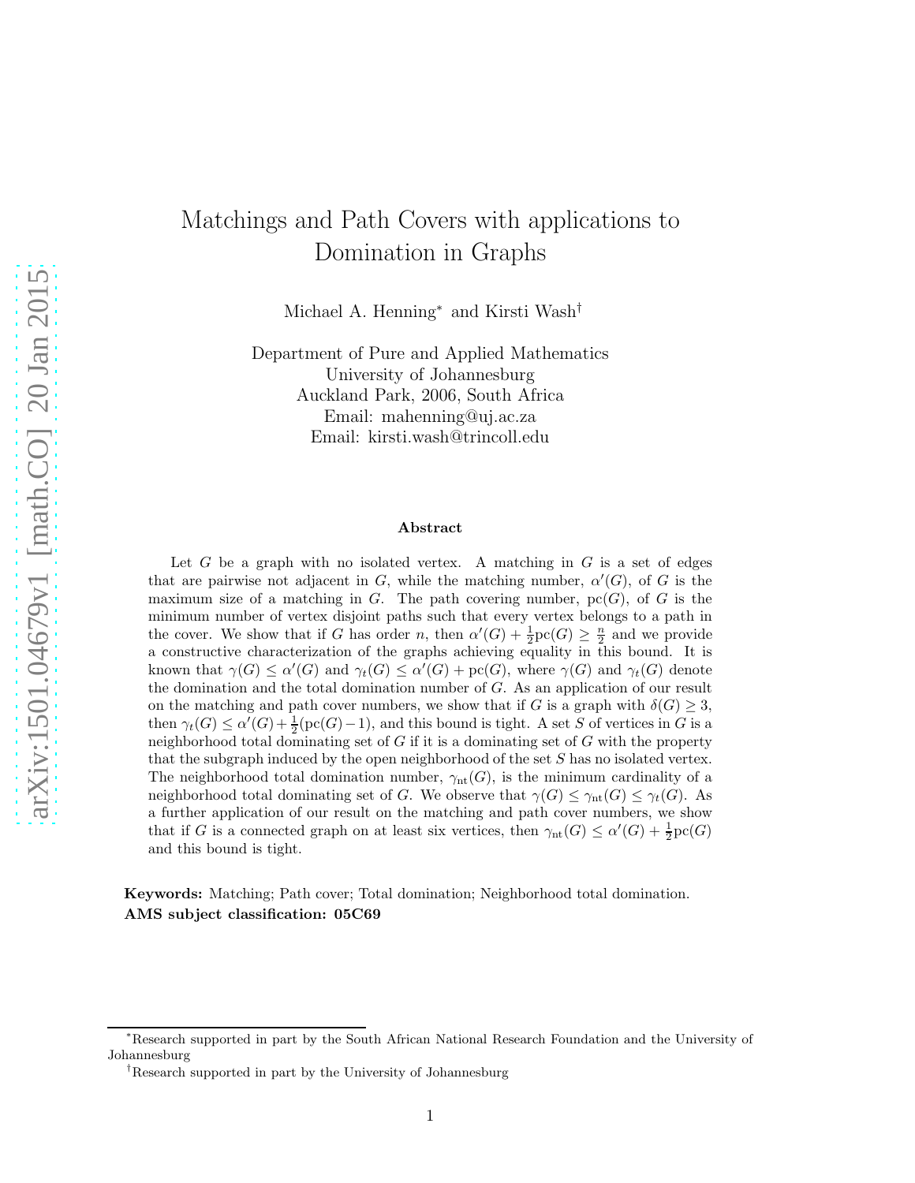# Matchings and Path Covers with applications to Domination in Graphs

Michael A. Henning* and Kirsti Wash†

Department of Pure and Applied Mathematics
University of Johannesburg
Auckland Park, 2006, South Africa
Email: mahenning@uj.ac.za
Email: kirsti.wash@trincoll.edu

### Abstract

Let $G$ be a graph with no isolated vertex. A matching in $G$ is a set of edges that are pairwise not adjacent in $G$, while the matching number, $\alpha'(G)$, of $G$ is the maximum size of a matching in $G$. The path covering number, $\mathrm{pc}(G)$, of $G$ is the minimum number of vertex disjoint paths such that every vertex belongs to a path in the cover. We show that if $G$ has order $n$, then $\alpha'(G) + \frac{1}{2}\mathrm{pc}(G) \geq \frac{n}{2}$ and we provide a constructive characterization of the graphs achieving equality in this bound. It is known that $\gamma(G) \leq \alpha'(G)$ and $\gamma_t(G) \leq \alpha'(G) + \mathrm{pc}(G)$, where $\gamma(G)$ and $\gamma_t(G)$ denote the domination and the total domination number of $G$. As an application of our result on the matching and path cover numbers, we show that if $G$ is a graph with $\delta(G) \geq 3$, then $\gamma_t(G) \leq \alpha'(G) + \frac{1}{2}(\mathrm{pc}(G) - 1)$, and this bound is tight. A set $S$ of vertices in $G$ is a neighborhood total dominating set of $G$ if it is a dominating set of $G$ with the property that the subgraph induced by the open neighborhood of the set $S$ has no isolated vertex. The neighborhood total domination number, $\gamma_{\mathrm{nt}}(G)$, is the minimum cardinality of a neighborhood total dominating set of $G$. We observe that $\gamma(G) \leq \gamma_{\mathrm{nt}}(G) \leq \gamma_t(G)$. As a further application of our result on the matching and path cover numbers, we show that if $G$ is a connected graph on at least six vertices, then $\gamma_{\mathrm{nt}}(G) \leq \alpha'(G) + \frac{1}{2}\mathrm{pc}(G)$ and this bound is tight.

**Keywords:** Matching; Path cover; Total domination; Neighborhood total domination.
**AMS subject classification: 05C69**

---

*Research supported in part by the South African National Research Foundation and the University of Johannesburg

†Research supported in part by the University of Johannesburg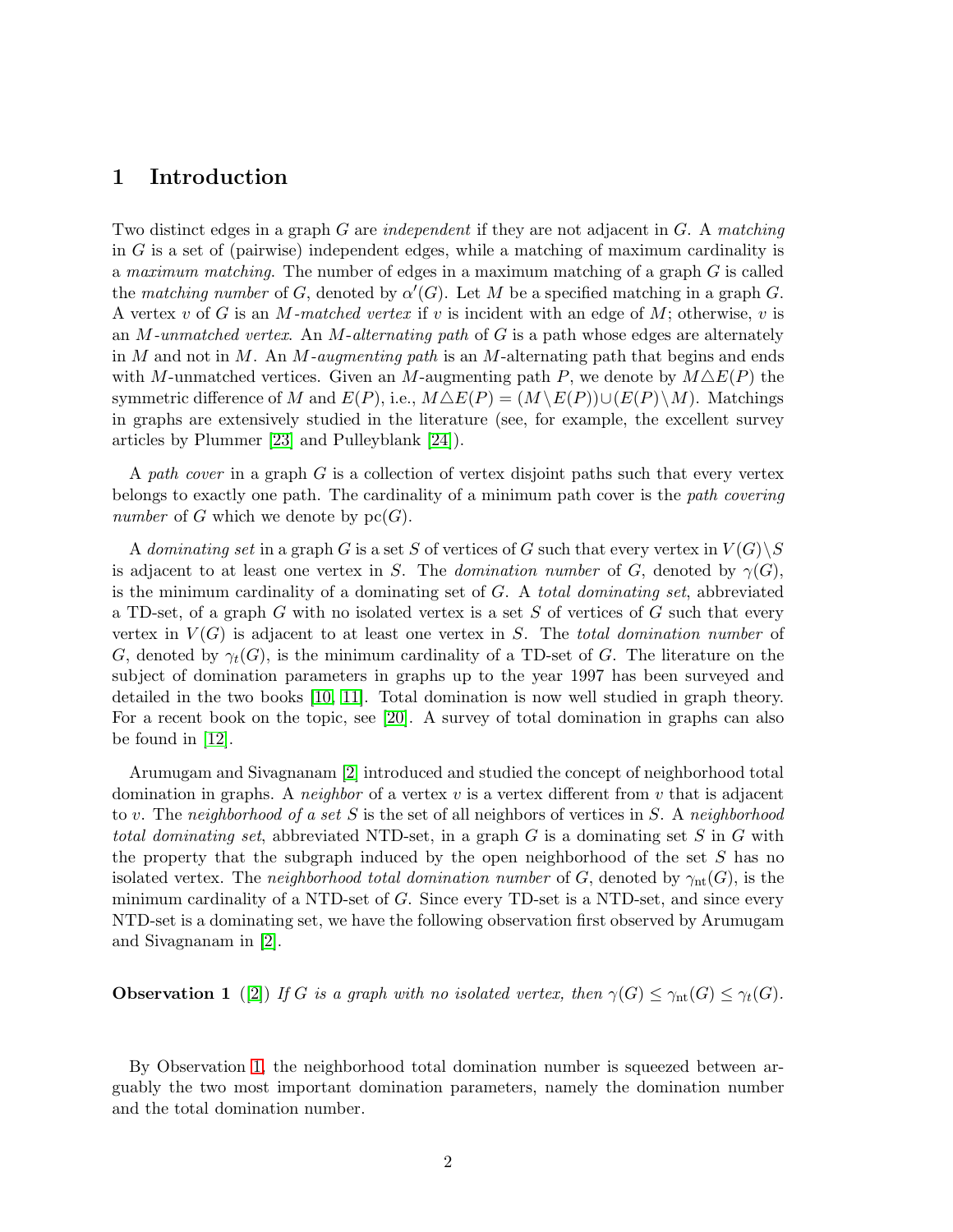## 1 Introduction

Two distinct edges in a graph $G$ are *independent* if they are not adjacent in $G$. A *matching* in $G$ is a set of (pairwise) independent edges, while a matching of maximum cardinality is a *maximum matching*. The number of edges in a maximum matching of a graph $G$ is called the *matching number* of $G$, denoted by $\alpha'(G)$. Let $M$ be a specified matching in a graph $G$. A vertex $v$ of $G$ is an *$M$-matched vertex* if $v$ is incident with an edge of $M$; otherwise, $v$ is an *$M$-unmatched vertex*. An *$M$-alternating path* of $G$ is a path whose edges are alternately in $M$ and not in $M$. An *$M$-augmenting path* is an $M$-alternating path that begins and ends with $M$-unmatched vertices. Given an $M$-augmenting path $P$, we denote by $M \triangle E(P)$ the symmetric difference of $M$ and $E(P)$, i.e., $M \triangle E(P) = (M \setminus E(P)) \cup (E(P) \setminus M)$. Matchings in graphs are extensively studied in the literature (see, for example, the excellent survey articles by Plummer [23] and Pulleyblank [24]).

A *path cover* in a graph $G$ is a collection of vertex disjoint paths such that every vertex belongs to exactly one path. The cardinality of a minimum path cover is the *path covering number* of $G$ which we denote by $\mathrm{pc}(G)$.

A *dominating set* in a graph $G$ is a set $S$ of vertices of $G$ such that every vertex in $V(G) \setminus S$ is adjacent to at least one vertex in $S$. The *domination number* of $G$, denoted by $\gamma(G)$, is the minimum cardinality of a dominating set of $G$. A *total dominating set*, abbreviated a TD-set, of a graph $G$ with no isolated vertex is a set $S$ of vertices of $G$ such that every vertex in $V(G)$ is adjacent to at least one vertex in $S$. The *total domination number* of $G$, denoted by $\gamma_t(G)$, is the minimum cardinality of a TD-set of $G$. The literature on the subject of domination parameters in graphs up to the year 1997 has been surveyed and detailed in the two books [10, 11]. Total domination is now well studied in graph theory. For a recent book on the topic, see [20]. A survey of total domination in graphs can also be found in [12].

Arumugam and Sivagnanam [2] introduced and studied the concept of neighborhood total domination in graphs. A *neighbor* of a vertex $v$ is a vertex different from $v$ that is adjacent to $v$. The *neighborhood of a set $S$* is the set of all neighbors of vertices in $S$. A *neighborhood total dominating set*, abbreviated NTD-set, in a graph $G$ is a dominating set $S$ in $G$ with the property that the subgraph induced by the open neighborhood of the set $S$ has no isolated vertex. The *neighborhood total domination number* of $G$, denoted by $\gamma_{\mathrm{nt}}(G)$, is the minimum cardinality of a NTD-set of $G$. Since every TD-set is a NTD-set, and since every NTD-set is a dominating set, we have the following observation first observed by Arumugam and Sivagnanam in [2].

**Observation 1** ([2]) *If $G$ is a graph with no isolated vertex, then $\gamma(G) \le \gamma_{\mathrm{nt}}(G) \le \gamma_t(G)$.*

By Observation 1, the neighborhood total domination number is squeezed between arguably the two most important domination parameters, namely the domination number and the total domination number.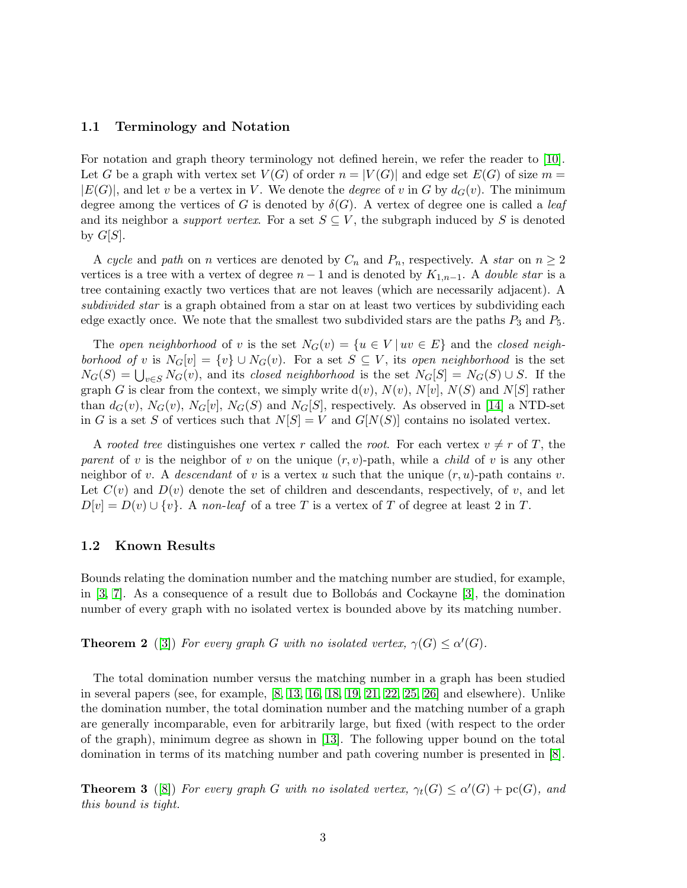### 1.1 Terminology and Notation

For notation and graph theory terminology not defined herein, we refer the reader to [10]. Let $G$ be a graph with vertex set $V(G)$ of order $n = |V(G)|$ and edge set $E(G)$ of size $m = |E(G)|$, and let $v$ be a vertex in $V$. We denote the *degree* of $v$ in $G$ by $d_G(v)$. The minimum degree among the vertices of $G$ is denoted by $\delta(G)$. A vertex of degree one is called a *leaf* and its neighbor a *support vertex*. For a set $S \subseteq V$, the subgraph induced by $S$ is denoted by $G[S]$.

A *cycle* and *path* on $n$ vertices are denoted by $C_n$ and $P_n$, respectively. A *star* on $n \ge 2$ vertices is a tree with a vertex of degree $n-1$ and is denoted by $K_{1,n-1}$. A *double star* is a tree containing exactly two vertices that are not leaves (which are necessarily adjacent). A *subdivided star* is a graph obtained from a star on at least two vertices by subdividing each edge exactly once. We note that the smallest two subdivided stars are the paths $P_3$ and $P_5$.

The *open neighborhood* of $v$ is the set $N_G(v) = \{u \in V \mid uv \in E\}$ and the *closed neighborhood of* $v$ is $N_G[v] = \{v\} \cup N_G(v)$. For a set $S \subseteq V$, its *open neighborhood* is the set $N_G(S) = \bigcup_{v \in S} N_G(v)$, and its *closed neighborhood* is the set $N_G[S] = N_G(S) \cup S$. If the graph $G$ is clear from the context, we simply write $\mathrm{d}(v)$, $N(v)$, $N[v]$, $N(S)$ and $N[S]$ rather than $d_G(v)$, $N_G(v)$, $N_G[v]$, $N_G(S)$ and $N_G[S]$, respectively. As observed in [14] a NTD-set in $G$ is a set $S$ of vertices such that $N[S] = V$ and $G[N(S)]$ contains no isolated vertex.

A *rooted tree* distinguishes one vertex $r$ called the *root*. For each vertex $v \neq r$ of $T$, the *parent* of $v$ is the neighbor of $v$ on the unique $(r, v)$-path, while a *child* of $v$ is any other neighbor of $v$. A *descendant* of $v$ is a vertex $u$ such that the unique $(r, u)$-path contains $v$. Let $C(v)$ and $D(v)$ denote the set of children and descendants, respectively, of $v$, and let $D[v] = D(v) \cup \{v\}$. A *non-leaf* of a tree $T$ is a vertex of $T$ of degree at least 2 in $T$.

### 1.2 Known Results

Bounds relating the domination number and the matching number are studied, for example, in [3, 7]. As a consequence of a result due to Bollobás and Cockayne [3], the domination number of every graph with no isolated vertex is bounded above by its matching number.

**Theorem 2** ([3]) *For every graph $G$ with no isolated vertex, $\gamma(G) \le \alpha'(G)$.*

The total domination number versus the matching number in a graph has been studied in several papers (see, for example, [8, 13, 16, 18, 19, 21, 22, 25, 26] and elsewhere). Unlike the domination number, the total domination number and the matching number of a graph are generally incomparable, even for arbitrarily large, but fixed (with respect to the order of the graph), minimum degree as shown in [13]. The following upper bound on the total domination in terms of its matching number and path covering number is presented in [8].

**Theorem 3** ([8]) *For every graph $G$ with no isolated vertex, $\gamma_t(G) \le \alpha'(G) + \mathrm{pc}(G)$, and this bound is tight.*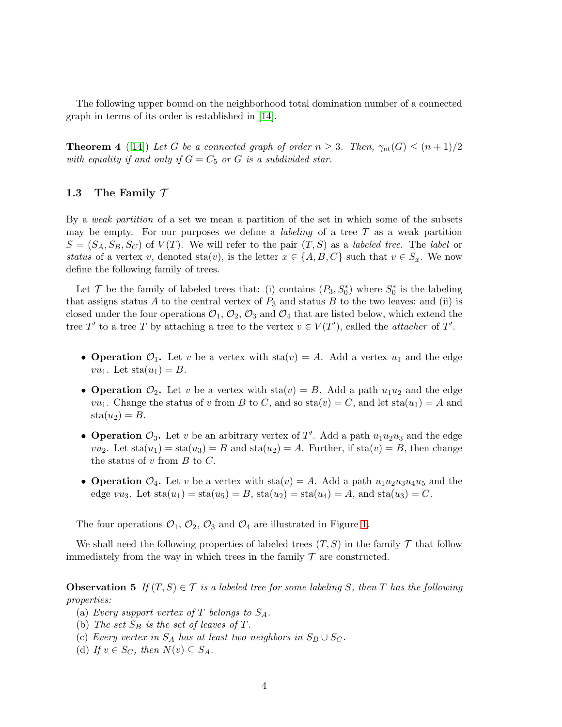The following upper bound on the neighborhood total domination number of a connected graph in terms of its order is established in [14].

**Theorem 4** ([14]) *Let $G$ be a connected graph of order $n \geq 3$. Then, $\gamma_{\rm nt}(G) \leq (n+1)/2$ with equality if and only if $G = C_5$ or $G$ is a subdivided star.*

### 1.3 The Family $\mathcal{T}$

By a *weak partition* of a set we mean a partition of the set in which some of the subsets may be empty. For our purposes we define a *labeling* of a tree $T$ as a weak partition $S = (S_A, S_B, S_C)$ of $V(T)$. We will refer to the pair $(T, S)$ as a *labeled tree*. The *label* or *status* of a vertex $v$, denoted $\text{sta}(v)$, is the letter $x \in \{A, B, C\}$ such that $v \in S_x$. We now define the following family of trees.

Let $\mathcal{T}$ be the family of labeled trees that: (i) contains $(P_3, S_0^*)$ where $S_0^*$ is the labeling that assigns status $A$ to the central vertex of $P_3$ and status $B$ to the two leaves; and (ii) is closed under the four operations $\mathcal{O}_1$, $\mathcal{O}_2$, $\mathcal{O}_3$ and $\mathcal{O}_4$ that are listed below, which extend the tree $T'$ to a tree $T$ by attaching a tree to the vertex $v \in V(T')$, called the *attacher* of $T'$.

- **Operation $\mathcal{O}_1$.** Let $v$ be a vertex with $\text{sta}(v) = A$. Add a vertex $u_1$ and the edge $vu_1$. Let $\text{sta}(u_1) = B$.
- **Operation $\mathcal{O}_2$.** Let $v$ be a vertex with $\text{sta}(v) = B$. Add a path $u_1u_2$ and the edge $vu_1$. Change the status of $v$ from $B$ to $C$, and so $\text{sta}(v) = C$, and let $\text{sta}(u_1) = A$ and $\text{sta}(u_2) = B$.
- **Operation $\mathcal{O}_3$.** Let $v$ be an arbitrary vertex of $T'$. Add a path $u_1u_2u_3$ and the edge $vu_2$. Let $\text{sta}(u_1) = \text{sta}(u_3) = B$ and $\text{sta}(u_2) = A$. Further, if $\text{sta}(v) = B$, then change the status of $v$ from $B$ to $C$.
- **Operation $\mathcal{O}_4$.** Let $v$ be a vertex with $\text{sta}(v) = A$. Add a path $u_1u_2u_3u_4u_5$ and the edge $vu_3$. Let $\text{sta}(u_1) = \text{sta}(u_5) = B$, $\text{sta}(u_2) = \text{sta}(u_4) = A$, and $\text{sta}(u_3) = C$.

The four operations $\mathcal{O}_1$, $\mathcal{O}_2$, $\mathcal{O}_3$ and $\mathcal{O}_4$ are illustrated in Figure 1.

We shall need the following properties of labeled trees $(T, S)$ in the family $\mathcal{T}$ that follow immediately from the way in which trees in the family $\mathcal{T}$ are constructed.

**Observation 5** *If $(T, S) \in \mathcal{T}$ is a labeled tree for some labeling $S$, then $T$ has the following properties:*
(a) *Every support vertex of $T$ belongs to $S_A$.*
(b) *The set $S_B$ is the set of leaves of $T$.*
(c) *Every vertex in $S_A$ has at least two neighbors in $S_B \cup S_C$.*
(d) *If $v \in S_C$, then $N(v) \subseteq S_A$.*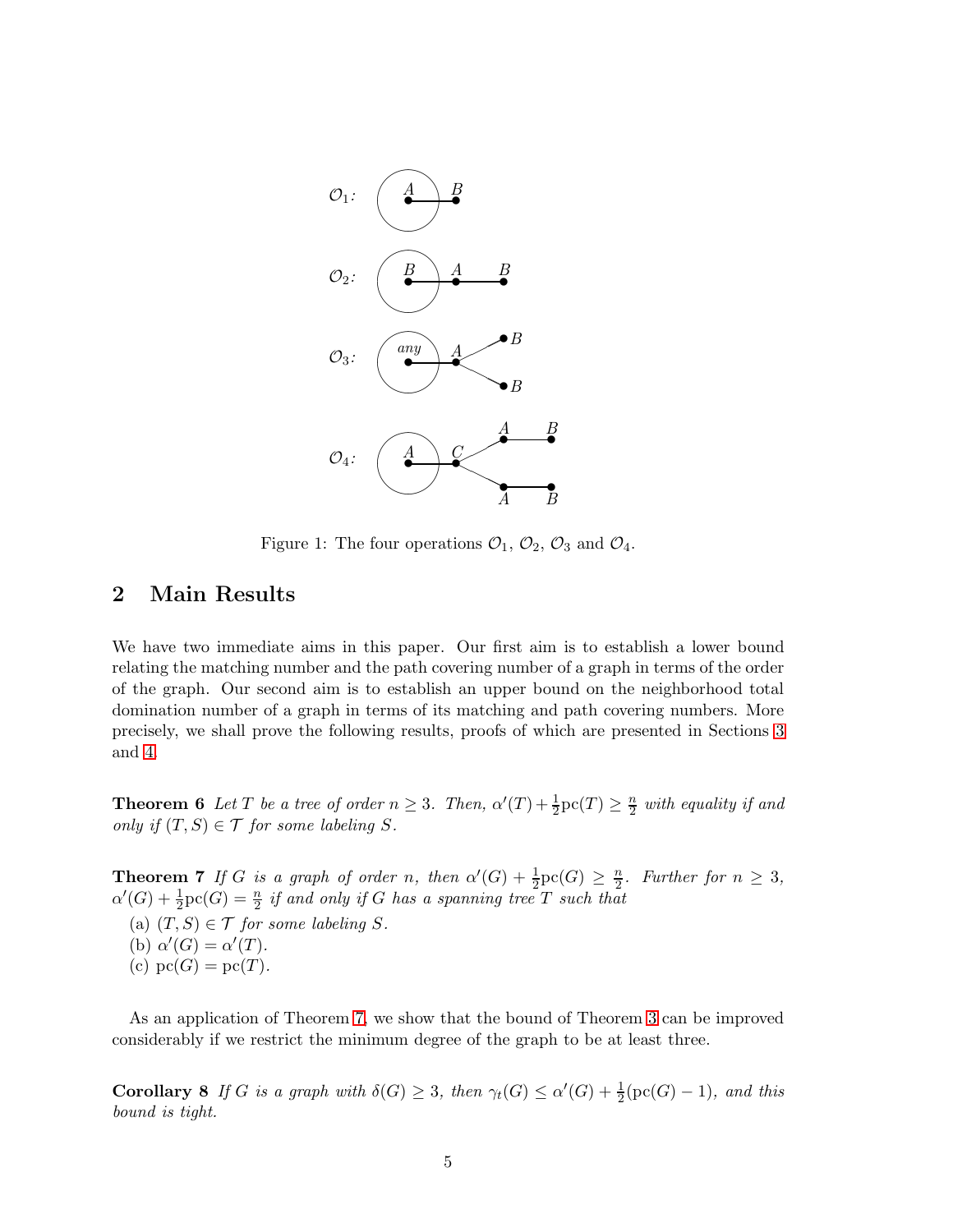Figure 1: The four operations $\mathcal{O}_1$, $\mathcal{O}_2$, $\mathcal{O}_3$ and $\mathcal{O}_4$.

## 2 Main Results

We have two immediate aims in this paper. Our first aim is to establish a lower bound relating the matching number and the path covering number of a graph in terms of the order of the graph. Our second aim is to establish an upper bound on the neighborhood total domination number of a graph in terms of its matching and path covering numbers. More precisely, we shall prove the following results, proofs of which are presented in Sections 3 and 4.

**Theorem 6** *Let $T$ be a tree of order $n \geq 3$. Then, $\alpha'(T) + \frac{1}{2}\mathrm{pc}(T) \geq \frac{n}{2}$ with equality if and only if $(T, S) \in \mathcal{T}$ for some labeling $S$.*

**Theorem 7** *If $G$ is a graph of order $n$, then $\alpha'(G) + \frac{1}{2}\mathrm{pc}(G) \geq \frac{n}{2}$. Further for $n \geq 3$, $\alpha'(G) + \frac{1}{2}\mathrm{pc}(G) = \frac{n}{2}$ if and only if $G$ has a spanning tree $T$ such that*

(a) *$(T, S) \in \mathcal{T}$ for some labeling $S$.*
(b) *$\alpha'(G) = \alpha'(T)$.*
(c) *$\mathrm{pc}(G) = \mathrm{pc}(T)$.*

As an application of Theorem 7, we show that the bound of Theorem 3 can be improved considerably if we restrict the minimum degree of the graph to be at least three.

**Corollary 8** *If $G$ is a graph with $\delta(G) \geq 3$, then $\gamma_t(G) \leq \alpha'(G) + \frac{1}{2}(\mathrm{pc}(G) - 1)$, and this bound is tight.*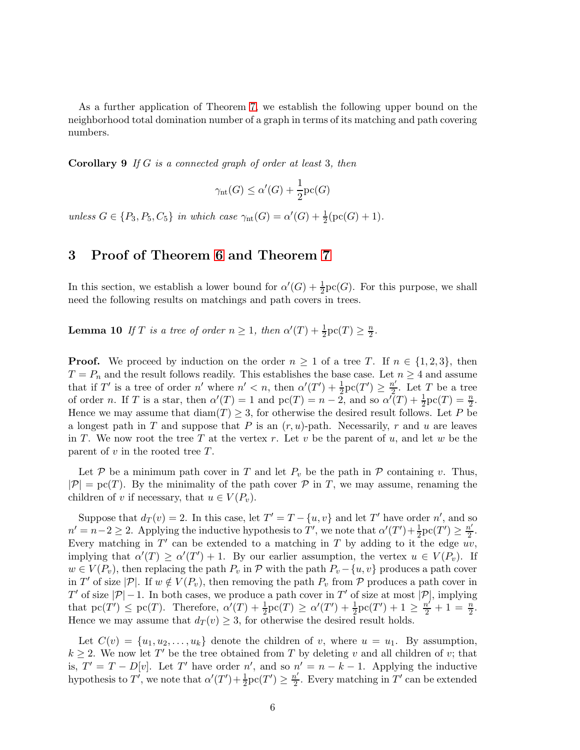As a further application of Theorem 7, we establish the following upper bound on the neighborhood total domination number of a graph in terms of its matching and path covering numbers.

**Corollary 9** *If $G$ is a connected graph of order at least 3, then*

$$\gamma_{\rm nt}(G) \le \alpha'(G) + \frac{1}{2}{\rm pc}(G)$$

*unless $G \in \{P_3, P_5, C_5\}$ in which case $\gamma_{\rm nt}(G) = \alpha'(G) + \frac{1}{2}({\rm pc}(G) + 1)$.*

## 3 Proof of Theorem 6 and Theorem 7

In this section, we establish a lower bound for $\alpha'(G) + \frac{1}{2}{\rm pc}(G)$. For this purpose, we shall need the following results on matchings and path covers in trees.

**Lemma 10** *If $T$ is a tree of order $n \ge 1$, then $\alpha'(T) + \frac{1}{2}{\rm pc}(T) \ge \frac{n}{2}$.*

**Proof.** We proceed by induction on the order $n \ge 1$ of a tree $T$. If $n \in \{1, 2, 3\}$, then $T = P_n$ and the result follows readily. This establishes the base case. Let $n \ge 4$ and assume that if $T'$ is a tree of order $n'$ where $n' < n$, then $\alpha'(T') + \frac{1}{2}{\rm pc}(T') \ge \frac{n'}{2}$. Let $T$ be a tree of order $n$. If $T$ is a star, then $\alpha'(T) = 1$ and ${\rm pc}(T) = n - 2$, and so $\alpha'(T) + \frac{1}{2}{\rm pc}(T) = \frac{n}{2}$. Hence we may assume that ${\rm diam}(T) \ge 3$, for otherwise the desired result follows. Let $P$ be a longest path in $T$ and suppose that $P$ is an $(r, u)$-path. Necessarily, $r$ and $u$ are leaves in $T$. We now root the tree $T$ at the vertex $r$. Let $v$ be the parent of $u$, and let $w$ be the parent of $v$ in the rooted tree $T$.

Let $\mathcal{P}$ be a minimum path cover in $T$ and let $P_v$ be the path in $\mathcal{P}$ containing $v$. Thus, $|\mathcal{P}| = {\rm pc}(T)$. By the minimality of the path cover $\mathcal{P}$ in $T$, we may assume, renaming the children of $v$ if necessary, that $u \in V(P_v)$.

Suppose that $d_T(v) = 2$. In this case, let $T' = T - \{u, v\}$ and let $T'$ have order $n'$, and so $n' = n - 2 \ge 2$. Applying the inductive hypothesis to $T'$, we note that $\alpha'(T') + \frac{1}{2}{\rm pc}(T') \ge \frac{n'}{2}$. Every matching in $T'$ can be extended to a matching in $T$ by adding to it the edge $uv$, implying that $\alpha'(T) \ge \alpha'(T') + 1$. By our earlier assumption, the vertex $u \in V(P_v)$. If $w \in V(P_v)$, then replacing the path $P_v$ in $\mathcal{P}$ with the path $P_v - \{u, v\}$ produces a path cover in $T'$ of size $|\mathcal{P}|$. If $w \notin V(P_v)$, then removing the path $P_v$ from $\mathcal{P}$ produces a path cover in $T'$ of size $|\mathcal{P}| - 1$. In both cases, we produce a path cover in $T'$ of size at most $|\mathcal{P}|$, implying that ${\rm pc}(T') \le {\rm pc}(T)$. Therefore, $\alpha'(T) + \frac{1}{2}{\rm pc}(T) \ge \alpha'(T') + \frac{1}{2}{\rm pc}(T') + 1 \ge \frac{n'}{2} + 1 = \frac{n}{2}$. Hence we may assume that $d_T(v) \ge 3$, for otherwise the desired result holds.

Let $C(v) = \{u_1, u_2, \ldots, u_k\}$ denote the children of $v$, where $u = u_1$. By assumption, $k \ge 2$. We now let $T'$ be the tree obtained from $T$ by deleting $v$ and all children of $v$; that is, $T' = T - D[v]$. Let $T'$ have order $n'$, and so $n' = n - k - 1$. Applying the inductive hypothesis to $T'$, we note that $\alpha'(T') + \frac{1}{2}{\rm pc}(T') \ge \frac{n'}{2}$. Every matching in $T'$ can be extended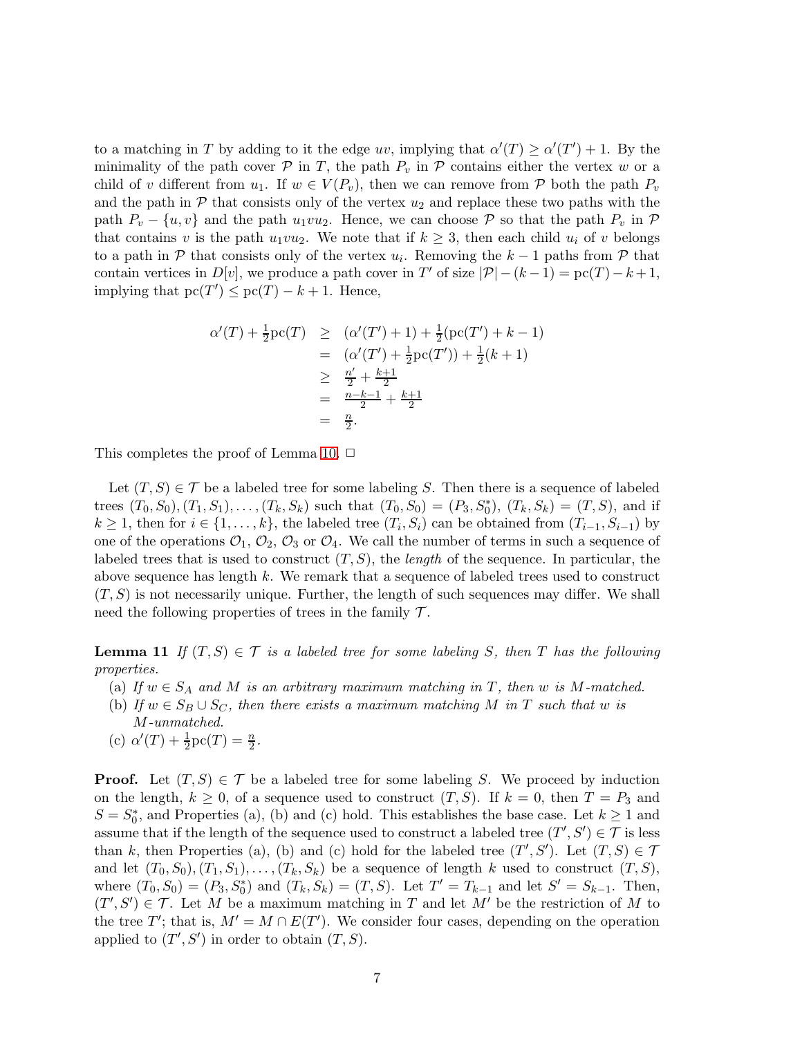to a matching in $T$ by adding to it the edge $uv$, implying that $\alpha'(T) \ge \alpha'(T') + 1$. By the minimality of the path cover $\mathcal{P}$ in $T$, the path $P_v$ in $\mathcal{P}$ contains either the vertex $w$ or a child of $v$ different from $u_1$. If $w \in V(P_v)$, then we can remove from $\mathcal{P}$ both the path $P_v$ and the path in $\mathcal{P}$ that consists only of the vertex $u_2$ and replace these two paths with the path $P_v - \{u, v\}$ and the path $u_1vu_2$. Hence, we can choose $\mathcal{P}$ so that the path $P_v$ in $\mathcal{P}$ that contains $v$ is the path $u_1vu_2$. We note that if $k \ge 3$, then each child $u_i$ of $v$ belongs to a path in $\mathcal{P}$ that consists only of the vertex $u_i$. Removing the $k-1$ paths from $\mathcal{P}$ that contain vertices in $D[v]$, we produce a path cover in $T'$ of size $|\mathcal{P}| - (k-1) = \mathrm{pc}(T) - k + 1$, implying that $\mathrm{pc}(T') \le \mathrm{pc}(T) - k + 1$. Hence,

$$
\begin{array}{rcl}
\alpha'(T) + \frac{1}{2}\mathrm{pc}(T) & \ge & (\alpha'(T') + 1) + \frac{1}{2}(\mathrm{pc}(T') + k - 1) \\
 & = & (\alpha'(T') + \frac{1}{2}\mathrm{pc}(T')) + \frac{1}{2}(k+1) \\
 & \ge & \frac{n'}{2} + \frac{k+1}{2} \\
 & = & \frac{n-k-1}{2} + \frac{k+1}{2} \\
 & = & \frac{n}{2}.
\end{array}
$$

This completes the proof of Lemma 10. $\Box$

Let $(T, S) \in \mathcal{T}$ be a labeled tree for some labeling $S$. Then there is a sequence of labeled trees $(T_0, S_0), (T_1, S_1), \ldots, (T_k, S_k)$ such that $(T_0, S_0) = (P_3, S_0^*)$, $(T_k, S_k) = (T, S)$, and if $k \ge 1$, then for $i \in \{1, \ldots, k\}$, the labeled tree $(T_i, S_i)$ can be obtained from $(T_{i-1}, S_{i-1})$ by one of the operations $\mathcal{O}_1$, $\mathcal{O}_2$, $\mathcal{O}_3$ or $\mathcal{O}_4$. We call the number of terms in such a sequence of labeled trees that is used to construct $(T, S)$, the *length* of the sequence. In particular, the above sequence has length $k$. We remark that a sequence of labeled trees used to construct $(T, S)$ is not necessarily unique. Further, the length of such sequences may differ. We shall need the following properties of trees in the family $\mathcal{T}$.

**Lemma 11** *If $(T, S) \in \mathcal{T}$ is a labeled tree for some labeling $S$, then $T$ has the following properties.*

- (a) *If $w \in S_A$ and $M$ is an arbitrary maximum matching in $T$, then $w$ is $M$-matched.*
- (b) *If $w \in S_B \cup S_C$, then there exists a maximum matching $M$ in $T$ such that $w$ is $M$-unmatched.*
- (c) $\alpha'(T) + \frac{1}{2}\mathrm{pc}(T) = \frac{n}{2}$.

**Proof.** Let $(T, S) \in \mathcal{T}$ be a labeled tree for some labeling $S$. We proceed by induction on the length, $k \ge 0$, of a sequence used to construct $(T, S)$. If $k = 0$, then $T = P_3$ and $S = S_0^*$, and Properties (a), (b) and (c) hold. This establishes the base case. Let $k \ge 1$ and assume that if the length of the sequence used to construct a labeled tree $(T', S') \in \mathcal{T}$ is less than $k$, then Properties (a), (b) and (c) hold for the labeled tree $(T', S')$. Let $(T, S) \in \mathcal{T}$ and let $(T_0, S_0), (T_1, S_1), \ldots, (T_k, S_k)$ be a sequence of length $k$ used to construct $(T, S)$, where $(T_0, S_0) = (P_3, S_0^*)$ and $(T_k, S_k) = (T, S)$. Let $T' = T_{k-1}$ and let $S' = S_{k-1}$. Then, $(T', S') \in \mathcal{T}$. Let $M$ be a maximum matching in $T$ and let $M'$ be the restriction of $M$ to the tree $T'$; that is, $M' = M \cap E(T')$. We consider four cases, depending on the operation applied to $(T', S')$ in order to obtain $(T, S)$.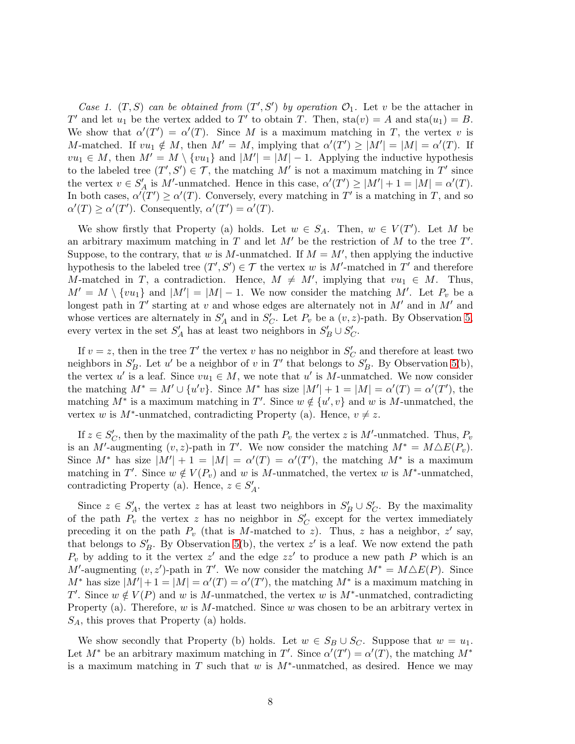*Case 1. $(T,S)$ can be obtained from $(T',S')$ by operation $\mathcal{O}_1$.* Let $v$ be the attacher in $T'$ and let $u_1$ be the vertex added to $T'$ to obtain $T$. Then, $\text{sta}(v) = A$ and $\text{sta}(u_1) = B$. We show that $\alpha'(T') = \alpha'(T)$. Since $M$ is a maximum matching in $T$, the vertex $v$ is $M$-matched. If $vu_1 \notin M$, then $M' = M$, implying that $\alpha'(T') \ge |M'| = |M| = \alpha'(T)$. If $vu_1 \in M$, then $M' = M \setminus \{vu_1\}$ and $|M'| = |M| - 1$. Applying the inductive hypothesis to the labeled tree $(T', S') \in \mathcal{T}$, the matching $M'$ is not a maximum matching in $T'$ since the vertex $v \in S'_A$ is $M'$-unmatched. Hence in this case, $\alpha'(T') \ge |M'| + 1 = |M| = \alpha'(T)$. In both cases, $\alpha'(T') \ge \alpha'(T)$. Conversely, every matching in $T'$ is a matching in $T$, and so $\alpha'(T) \ge \alpha'(T')$. Consequently, $\alpha'(T') = \alpha'(T)$.

We show firstly that Property (a) holds. Let $w \in S_A$. Then, $w \in V(T')$. Let $M$ be an arbitrary maximum matching in $T$ and let $M'$ be the restriction of $M$ to the tree $T'$. Suppose, to the contrary, that $w$ is $M$-unmatched. If $M = M'$, then applying the inductive hypothesis to the labeled tree $(T', S') \in \mathcal{T}$ the vertex $w$ is $M'$-matched in $T'$ and therefore $M$-matched in $T$, a contradiction. Hence, $M \ne M'$, implying that $vu_1 \in M$. Thus, $M' = M \setminus \{vu_1\}$ and $|M'| = |M| - 1$. We now consider the matching $M'$. Let $P_v$ be a longest path in $T'$ starting at $v$ and whose edges are alternately not in $M'$ and in $M'$ and whose vertices are alternately in $S'_A$ and in $S'_C$. Let $P_v$ be a $(v,z)$-path. By Observation 5, every vertex in the set $S'_A$ has at least two neighbors in $S'_B \cup S'_C$.

If $v = z$, then in the tree $T'$ the vertex $v$ has no neighbor in $S'_C$ and therefore at least two neighbors in $S'_B$. Let $u'$ be a neighbor of $v$ in $T'$ that belongs to $S'_B$. By Observation 5(b), the vertex $u'$ is a leaf. Since $vu_1 \in M$, we note that $u'$ is $M$-unmatched. We now consider the matching $M^* = M' \cup \{u'v\}$. Since $M^*$ has size $|M'| + 1 = |M| = \alpha'(T) = \alpha'(T')$, the matching $M^*$ is a maximum matching in $T'$. Since $w \notin \{u', v\}$ and $w$ is $M$-unmatched, the vertex $w$ is $M^*$-unmatched, contradicting Property (a). Hence, $v \ne z$.

If $z \in S'_C$, then by the maximality of the path $P_v$ the vertex $z$ is $M'$-unmatched. Thus, $P_v$ is an $M'$-augmenting $(v,z)$-path in $T'$. We now consider the matching $M^* = M \triangle E(P_v)$. Since $M^*$ has size $|M'| + 1 = |M| = \alpha'(T) = \alpha'(T')$, the matching $M^*$ is a maximum matching in $T'$. Since $w \notin V(P_v)$ and $w$ is $M$-unmatched, the vertex $w$ is $M^*$-unmatched, contradicting Property (a). Hence, $z \in S'_A$.

Since $z \in S'_A$, the vertex $z$ has at least two neighbors in $S'_B \cup S'_C$. By the maximality of the path $P_v$ the vertex $z$ has no neighbor in $S'_C$ except for the vertex immediately preceding it on the path $P_v$ (that is $M$-matched to $z$). Thus, $z$ has a neighbor, $z'$ say, that belongs to $S'_B$. By Observation 5(b), the vertex $z'$ is a leaf. We now extend the path $P_v$ by adding to it the vertex $z'$ and the edge $zz'$ to produce a new path $P$ which is an $M'$-augmenting $(v,z')$-path in $T'$. We now consider the matching $M^* = M \triangle E(P)$. Since $M^*$ has size $|M'|+1 = |M| = \alpha'(T) = \alpha'(T')$, the matching $M^*$ is a maximum matching in $T'$. Since $w \notin V(P)$ and $w$ is $M$-unmatched, the vertex $w$ is $M^*$-unmatched, contradicting Property (a). Therefore, $w$ is $M$-matched. Since $w$ was chosen to be an arbitrary vertex in $S_A$, this proves that Property (a) holds.

We show secondly that Property (b) holds. Let $w \in S_B \cup S_C$. Suppose that $w = u_1$. Let $M^*$ be an arbitrary maximum matching in $T'$. Since $\alpha'(T') = \alpha'(T)$, the matching $M^*$ is a maximum matching in $T$ such that $w$ is $M^*$-unmatched, as desired. Hence we may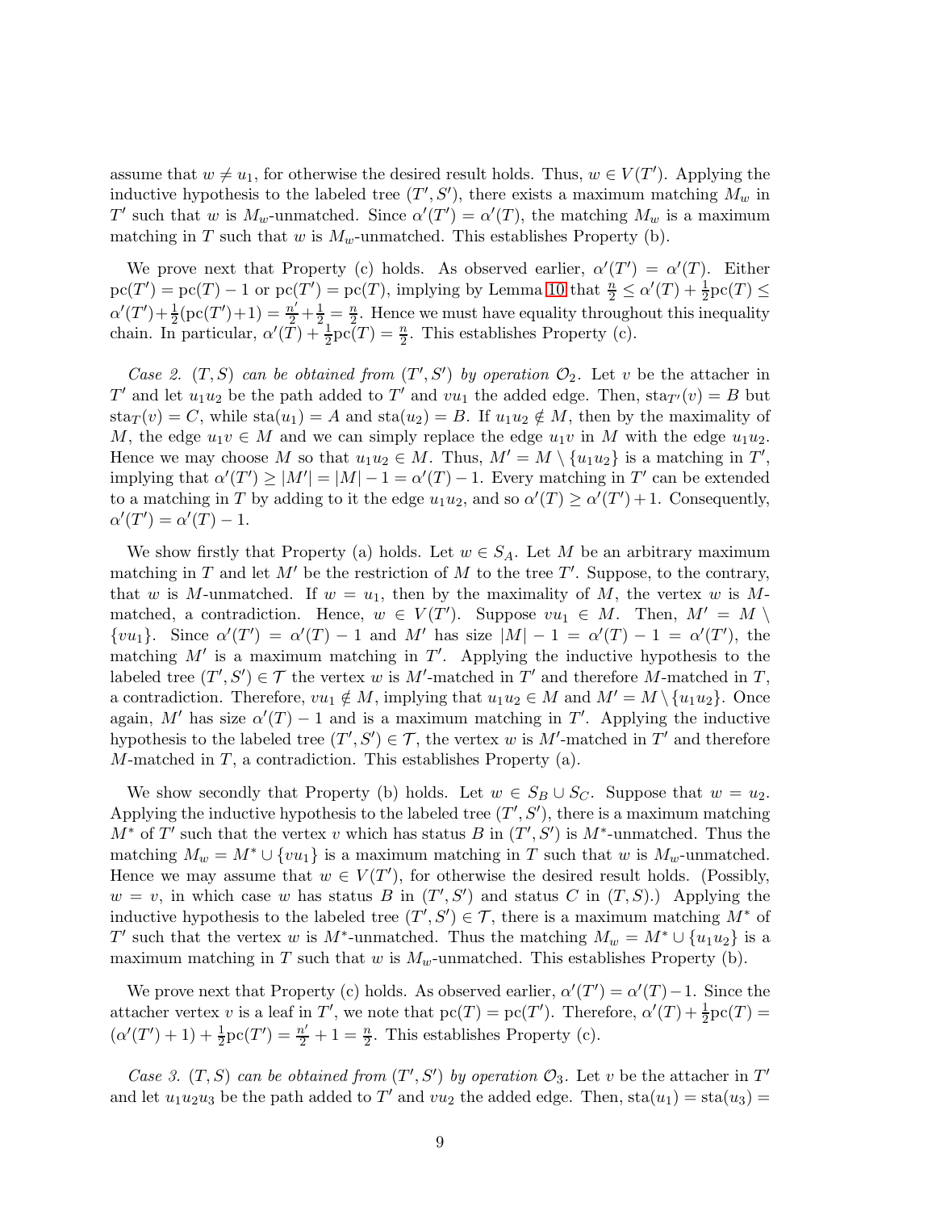assume that $w \neq u_1$, for otherwise the desired result holds. Thus, $w \in V(T')$. Applying the inductive hypothesis to the labeled tree $(T', S')$, there exists a maximum matching $M_w$ in $T'$ such that $w$ is $M_w$-unmatched. Since $\alpha'(T') = \alpha'(T)$, the matching $M_w$ is a maximum matching in $T$ such that $w$ is $M_w$-unmatched. This establishes Property (b).

We prove next that Property (c) holds. As observed earlier, $\alpha'(T') = \alpha'(T)$. Either $\mathrm{pc}(T') = \mathrm{pc}(T) - 1$ or $\mathrm{pc}(T') = \mathrm{pc}(T)$, implying by Lemma 10 that $\frac{n}{2} \leq \alpha'(T) + \frac{1}{2}\mathrm{pc}(T) \leq \alpha'(T') + \frac{1}{2}(\mathrm{pc}(T') + 1) = \frac{n'}{2} + \frac{1}{2} = \frac{n}{2}$. Hence we must have equality throughout this inequality chain. In particular, $\alpha'(T) + \frac{1}{2}\mathrm{pc}(T) = \frac{n}{2}$. This establishes Property (c).

*Case 2. $(T, S)$ can be obtained from $(T', S')$ by operation $\mathcal{O}_2$.* Let $v$ be the attacher in $T'$ and let $u_1u_2$ be the path added to $T'$ and $vu_1$ the added edge. Then, $\mathrm{sta}_{T'}(v) = B$ but $\mathrm{sta}_T(v) = C$, while $\mathrm{sta}(u_1) = A$ and $\mathrm{sta}(u_2) = B$. If $u_1u_2 \notin M$, then by the maximality of $M$, the edge $u_1v \in M$ and we can simply replace the edge $u_1v$ in $M$ with the edge $u_1u_2$. Hence we may choose $M$ so that $u_1u_2 \in M$. Thus, $M' = M \setminus \{u_1u_2\}$ is a matching in $T'$, implying that $\alpha'(T') \geq |M'| = |M| - 1 = \alpha'(T) - 1$. Every matching in $T'$ can be extended to a matching in $T$ by adding to it the edge $u_1u_2$, and so $\alpha'(T) \geq \alpha'(T') + 1$. Consequently, $\alpha'(T') = \alpha'(T) - 1$.

We show firstly that Property (a) holds. Let $w \in S_A$. Let $M$ be an arbitrary maximum matching in $T$ and let $M'$ be the restriction of $M$ to the tree $T'$. Suppose, to the contrary, that $w$ is $M$-unmatched. If $w = u_1$, then by the maximality of $M$, the vertex $w$ is $M$-matched, a contradiction. Hence, $w \in V(T')$. Suppose $vu_1 \in M$. Then, $M' = M \setminus \{vu_1\}$. Since $\alpha'(T') = \alpha'(T) - 1$ and $M'$ has size $|M| - 1 = \alpha'(T) - 1 = \alpha'(T')$, the matching $M'$ is a maximum matching in $T'$. Applying the inductive hypothesis to the labeled tree $(T', S') \in \mathcal{T}$ the vertex $w$ is $M'$-matched in $T'$ and therefore $M$-matched in $T$, a contradiction. Therefore, $vu_1 \notin M$, implying that $u_1u_2 \in M$ and $M' = M \setminus \{u_1u_2\}$. Once again, $M'$ has size $\alpha'(T) - 1$ and is a maximum matching in $T'$. Applying the inductive hypothesis to the labeled tree $(T', S') \in \mathcal{T}$, the vertex $w$ is $M'$-matched in $T'$ and therefore $M$-matched in $T$, a contradiction. This establishes Property (a).

We show secondly that Property (b) holds. Let $w \in S_B \cup S_C$. Suppose that $w = u_2$. Applying the inductive hypothesis to the labeled tree $(T', S')$, there is a maximum matching $M^*$ of $T'$ such that the vertex $v$ which has status $B$ in $(T', S')$ is $M^*$-unmatched. Thus the matching $M_w = M^* \cup \{vu_1\}$ is a maximum matching in $T$ such that $w$ is $M_w$-unmatched. Hence we may assume that $w \in V(T')$, for otherwise the desired result holds. (Possibly, $w = v$, in which case $w$ has status $B$ in $(T', S')$ and status $C$ in $(T, S)$.) Applying the inductive hypothesis to the labeled tree $(T', S') \in \mathcal{T}$, there is a maximum matching $M^*$ of $T'$ such that the vertex $w$ is $M^*$-unmatched. Thus the matching $M_w = M^* \cup \{u_1u_2\}$ is a maximum matching in $T$ such that $w$ is $M_w$-unmatched. This establishes Property (b).

We prove next that Property (c) holds. As observed earlier, $\alpha'(T') = \alpha'(T) - 1$. Since the attacher vertex $v$ is a leaf in $T'$, we note that $\mathrm{pc}(T) = \mathrm{pc}(T')$. Therefore, $\alpha'(T) + \frac{1}{2}\mathrm{pc}(T) = (\alpha'(T') + 1) + \frac{1}{2}\mathrm{pc}(T') = \frac{n'}{2} + 1 = \frac{n}{2}$. This establishes Property (c).

*Case 3. $(T, S)$ can be obtained from $(T', S')$ by operation $\mathcal{O}_3$.* Let $v$ be the attacher in $T'$ and let $u_1u_2u_3$ be the path added to $T'$ and $vu_2$ the added edge. Then, $\mathrm{sta}(u_1) = \mathrm{sta}(u_3) =$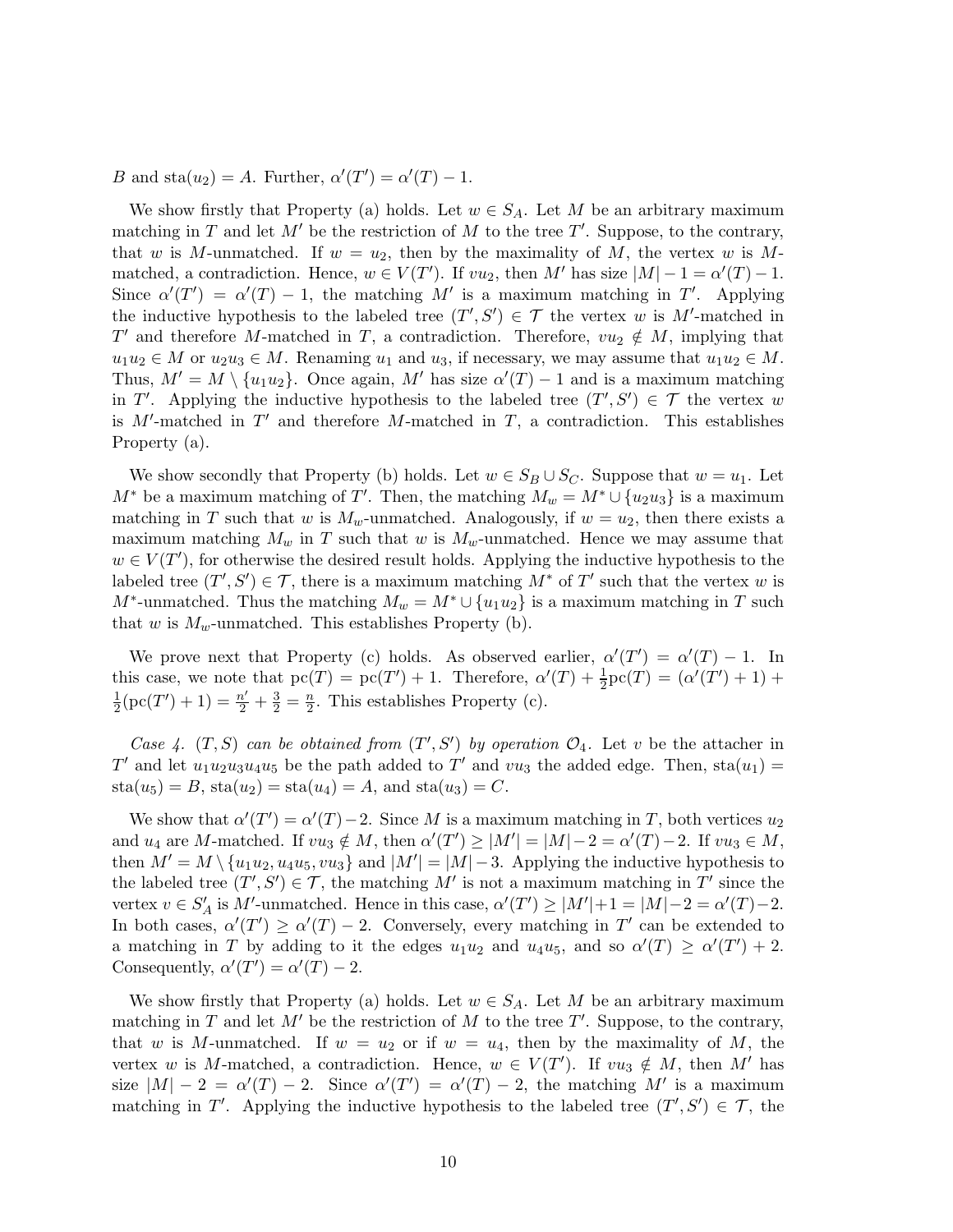$B$ and $\text{sta}(u_2) = A$. Further, $\alpha'(T') = \alpha'(T) - 1$.

We show firstly that Property (a) holds. Let $w \in S_A$. Let $M$ be an arbitrary maximum matching in $T$ and let $M'$ be the restriction of $M$ to the tree $T'$. Suppose, to the contrary, that $w$ is $M$-unmatched. If $w = u_2$, then by the maximality of $M$, the vertex $w$ is $M$-matched, a contradiction. Hence, $w \in V(T')$. If $vu_2$, then $M'$ has size $|M| - 1 = \alpha'(T) - 1$. Since $\alpha'(T') = \alpha'(T) - 1$, the matching $M'$ is a maximum matching in $T'$. Applying the inductive hypothesis to the labeled tree $(T', S') \in \mathcal{T}$ the vertex $w$ is $M'$-matched in $T'$ and therefore $M$-matched in $T$, a contradiction. Therefore, $vu_2 \notin M$, implying that $u_1u_2 \in M$ or $u_2u_3 \in M$. Renaming $u_1$ and $u_3$, if necessary, we may assume that $u_1u_2 \in M$. Thus, $M' = M \setminus \{u_1u_2\}$. Once again, $M'$ has size $\alpha'(T) - 1$ and is a maximum matching in $T'$. Applying the inductive hypothesis to the labeled tree $(T', S') \in \mathcal{T}$ the vertex $w$ is $M'$-matched in $T'$ and therefore $M$-matched in $T$, a contradiction. This establishes Property (a).

We show secondly that Property (b) holds. Let $w \in S_B \cup S_C$. Suppose that $w = u_1$. Let $M^*$ be a maximum matching of $T'$. Then, the matching $M_w = M^* \cup \{u_2u_3\}$ is a maximum matching in $T$ such that $w$ is $M_w$-unmatched. Analogously, if $w = u_2$, then there exists a maximum matching $M_w$ in $T$ such that $w$ is $M_w$-unmatched. Hence we may assume that $w \in V(T')$, for otherwise the desired result holds. Applying the inductive hypothesis to the labeled tree $(T', S') \in \mathcal{T}$, there is a maximum matching $M^*$ of $T'$ such that the vertex $w$ is $M^*$-unmatched. Thus the matching $M_w = M^* \cup \{u_1u_2\}$ is a maximum matching in $T$ such that $w$ is $M_w$-unmatched. This establishes Property (b).

We prove next that Property (c) holds. As observed earlier, $\alpha'(T') = \alpha'(T) - 1$. In this case, we note that $\text{pc}(T) = \text{pc}(T') + 1$. Therefore, $\alpha'(T) + \frac{1}{2}\text{pc}(T) = (\alpha'(T') + 1) + \frac{1}{2}(\text{pc}(T') + 1) = \frac{n'}{2} + \frac{3}{2} = \frac{n}{2}$. This establishes Property (c).

*Case 4. $(T, S)$ can be obtained from $(T', S')$ by operation $\mathcal{O}_4$.* Let $v$ be the attacher in $T'$ and let $u_1u_2u_3u_4u_5$ be the path added to $T'$ and $vu_3$ the added edge. Then, $\text{sta}(u_1) = \text{sta}(u_5) = B$, $\text{sta}(u_2) = \text{sta}(u_4) = A$, and $\text{sta}(u_3) = C$.

We show that $\alpha'(T') = \alpha'(T) - 2$. Since $M$ is a maximum matching in $T$, both vertices $u_2$ and $u_4$ are $M$-matched. If $vu_3 \notin M$, then $\alpha'(T') \ge |M'| = |M| - 2 = \alpha'(T) - 2$. If $vu_3 \in M$, then $M' = M \setminus \{u_1u_2, u_4u_5, vu_3\}$ and $|M'| = |M| - 3$. Applying the inductive hypothesis to the labeled tree $(T', S') \in \mathcal{T}$, the matching $M'$ is not a maximum matching in $T'$ since the vertex $v \in S'_A$ is $M'$-unmatched. Hence in this case, $\alpha'(T') \ge |M'| + 1 = |M| - 2 = \alpha'(T) - 2$. In both cases, $\alpha'(T') \ge \alpha'(T) - 2$. Conversely, every matching in $T'$ can be extended to a matching in $T$ by adding to it the edges $u_1u_2$ and $u_4u_5$, and so $\alpha'(T) \ge \alpha'(T') + 2$. Consequently, $\alpha'(T') = \alpha'(T) - 2$.

We show firstly that Property (a) holds. Let $w \in S_A$. Let $M$ be an arbitrary maximum matching in $T$ and let $M'$ be the restriction of $M$ to the tree $T'$. Suppose, to the contrary, that $w$ is $M$-unmatched. If $w = u_2$ or if $w = u_4$, then by the maximality of $M$, the vertex $w$ is $M$-matched, a contradiction. Hence, $w \in V(T')$. If $vu_3 \notin M$, then $M'$ has size $|M| - 2 = \alpha'(T) - 2$. Since $\alpha'(T') = \alpha'(T) - 2$, the matching $M'$ is a maximum matching in $T'$. Applying the inductive hypothesis to the labeled tree $(T', S') \in \mathcal{T}$, the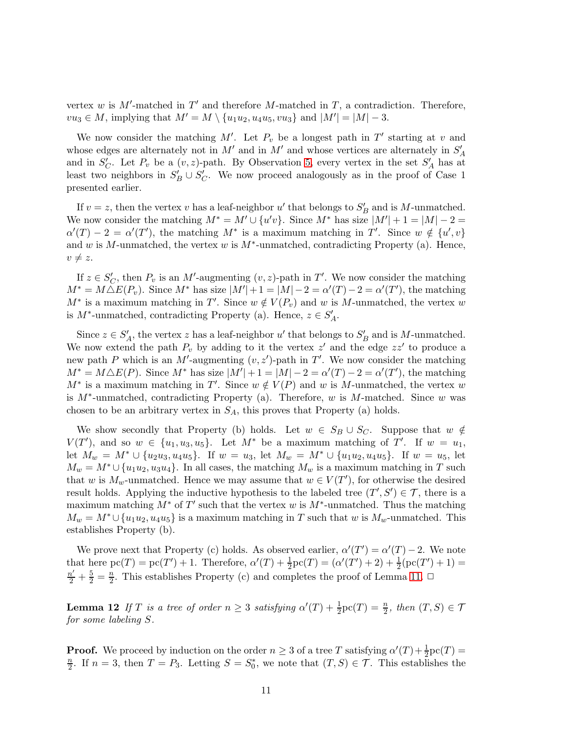vertex $w$ is $M'$-matched in $T'$ and therefore $M$-matched in $T$, a contradiction. Therefore, $vu_3 \in M$, implying that $M' = M \setminus \{u_1u_2, u_4u_5, vu_3\}$ and $|M'| = |M| - 3$.

We now consider the matching $M'$. Let $P_v$ be a longest path in $T'$ starting at $v$ and whose edges are alternately not in $M'$ and in $M'$ and whose vertices are alternately in $S'_A$ and in $S'_C$. Let $P_v$ be a $(v, z)$-path. By Observation 5, every vertex in the set $S'_A$ has at least two neighbors in $S'_B \cup S'_C$. We now proceed analogously as in the proof of Case 1 presented earlier.

If $v = z$, then the vertex $v$ has a leaf-neighbor $u'$ that belongs to $S'_B$ and is $M$-unmatched. We now consider the matching $M^* = M' \cup \{u'v\}$. Since $M^*$ has size $|M'| + 1 = |M| - 2 = \alpha'(T) - 2 = \alpha'(T')$, the matching $M^*$ is a maximum matching in $T'$. Since $w \notin \{u', v\}$ and $w$ is $M$-unmatched, the vertex $w$ is $M^*$-unmatched, contradicting Property (a). Hence, $v \neq z$.

If $z \in S'_C$, then $P_v$ is an $M'$-augmenting $(v, z)$-path in $T'$. We now consider the matching $M^* = M \triangle E(P_v)$. Since $M^*$ has size $|M'| + 1 = |M| - 2 = \alpha'(T) - 2 = \alpha'(T')$, the matching $M^*$ is a maximum matching in $T'$. Since $w \notin V(P_v)$ and $w$ is $M$-unmatched, the vertex $w$ is $M^*$-unmatched, contradicting Property (a). Hence, $z \in S'_A$.

Since $z \in S'_A$, the vertex $z$ has a leaf-neighbor $u'$ that belongs to $S'_B$ and is $M$-unmatched. We now extend the path $P_v$ by adding to it the vertex $z'$ and the edge $zz'$ to produce a new path $P$ which is an $M'$-augmenting $(v, z')$-path in $T'$. We now consider the matching $M^* = M \triangle E(P)$. Since $M^*$ has size $|M'| + 1 = |M| - 2 = \alpha'(T) - 2 = \alpha'(T')$, the matching $M^*$ is a maximum matching in $T'$. Since $w \notin V(P)$ and $w$ is $M$-unmatched, the vertex $w$ is $M^*$-unmatched, contradicting Property (a). Therefore, $w$ is $M$-matched. Since $w$ was chosen to be an arbitrary vertex in $S_A$, this proves that Property (a) holds.

We show secondly that Property (b) holds. Let $w \in S_B \cup S_C$. Suppose that $w \notin V(T')$, and so $w \in \{u_1, u_3, u_5\}$. Let $M^*$ be a maximum matching of $T'$. If $w = u_1$, let $M_w = M^* \cup \{u_2u_3, u_4u_5\}$. If $w = u_3$, let $M_w = M^* \cup \{u_1u_2, u_4u_5\}$. If $w = u_5$, let $M_w = M^* \cup \{u_1u_2, u_3u_4\}$. In all cases, the matching $M_w$ is a maximum matching in $T$ such that $w$ is $M_w$-unmatched. Hence we may assume that $w \in V(T')$, for otherwise the desired result holds. Applying the inductive hypothesis to the labeled tree $(T', S') \in \mathcal{T}$, there is a maximum matching $M^*$ of $T'$ such that the vertex $w$ is $M^*$-unmatched. Thus the matching $M_w = M^* \cup \{u_1u_2, u_4u_5\}$ is a maximum matching in $T$ such that $w$ is $M_w$-unmatched. This establishes Property (b).

We prove next that Property (c) holds. As observed earlier, $\alpha'(T') = \alpha'(T) - 2$. We note that here $\text{pc}(T) = \text{pc}(T') + 1$. Therefore, $\alpha'(T) + \frac{1}{2}\text{pc}(T) = (\alpha'(T') + 2) + \frac{1}{2}(\text{pc}(T') + 1) = \frac{n'}{2} + \frac{5}{2} = \frac{n}{2}$. This establishes Property (c) and completes the proof of Lemma 11. $\Box$

**Lemma 12** *If $T$ is a tree of order $n \geq 3$ satisfying $\alpha'(T) + \frac{1}{2}\text{pc}(T) = \frac{n}{2}$, then $(T, S) \in \mathcal{T}$ for some labeling $S$.*

**Proof.** We proceed by induction on the order $n \geq 3$ of a tree $T$ satisfying $\alpha'(T) + \frac{1}{2}\text{pc}(T) = \frac{n}{2}$. If $n = 3$, then $T = P_3$. Letting $S = S_0^*$, we note that $(T, S) \in \mathcal{T}$. This establishes the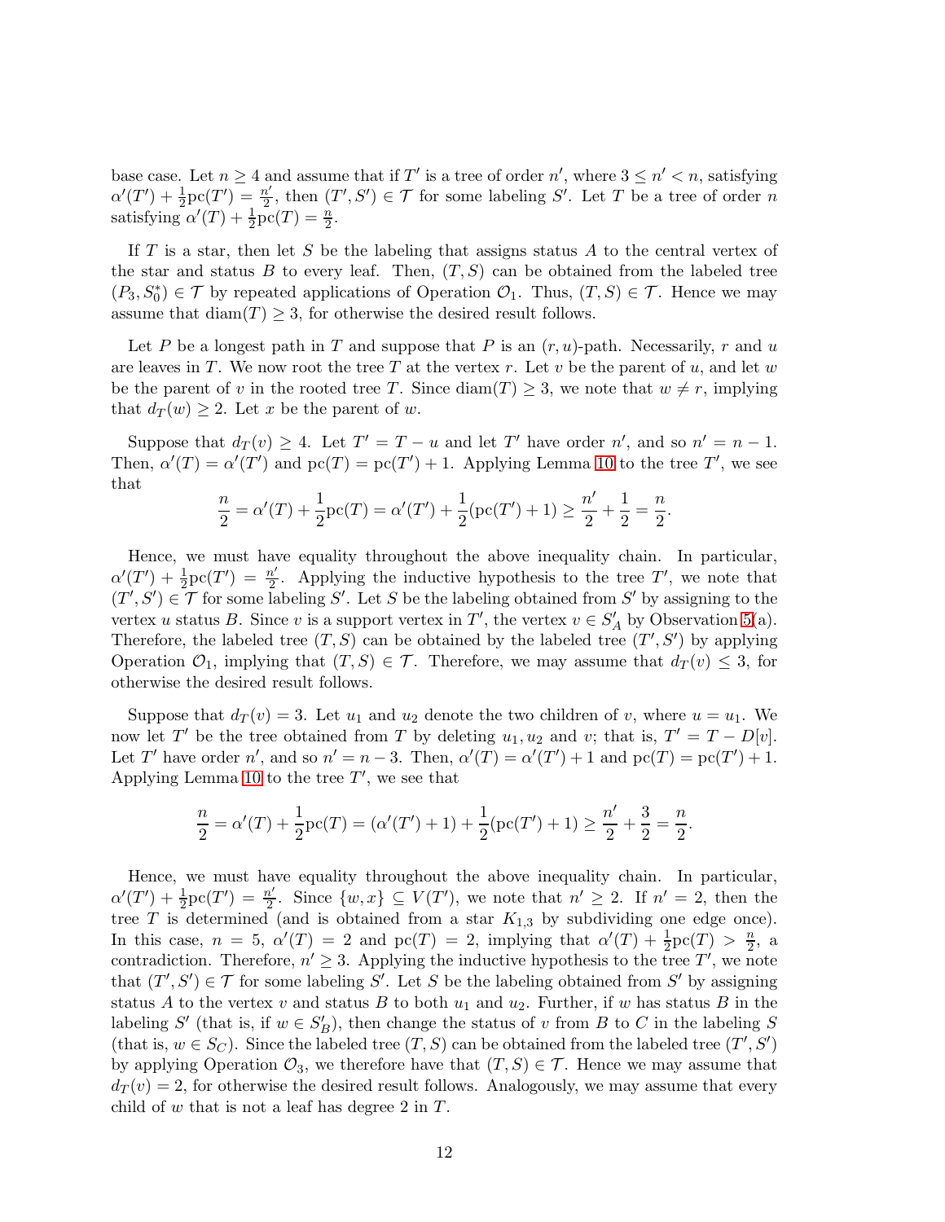base case. Let $n \geq 4$ and assume that if $T'$ is a tree of order $n'$, where $3 \leq n' < n$, satisfying $\alpha'(T') + \frac{1}{2}\text{pc}(T') = \frac{n'}{2}$, then $(T', S') \in \mathcal{T}$ for some labeling $S'$. Let $T$ be a tree of order $n$ satisfying $\alpha'(T) + \frac{1}{2}\text{pc}(T) = \frac{n}{2}$.

If $T$ is a star, then let $S$ be the labeling that assigns status $A$ to the central vertex of the star and status $B$ to every leaf. Then, $(T, S)$ can be obtained from the labeled tree $(P_3, S_0^*) \in \mathcal{T}$ by repeated applications of Operation $\mathcal{O}_1$. Thus, $(T, S) \in \mathcal{T}$. Hence we may assume that $\text{diam}(T) \geq 3$, for otherwise the desired result follows.

Let $P$ be a longest path in $T$ and suppose that $P$ is an $(r, u)$-path. Necessarily, $r$ and $u$ are leaves in $T$. We now root the tree $T$ at the vertex $r$. Let $v$ be the parent of $u$, and let $w$ be the parent of $v$ in the rooted tree $T$. Since $\text{diam}(T) \geq 3$, we note that $w \neq r$, implying that $d_T(w) \geq 2$. Let $x$ be the parent of $w$.

Suppose that $d_T(v) \geq 4$. Let $T' = T - u$ and let $T'$ have order $n'$, and so $n' = n - 1$. Then, $\alpha'(T) = \alpha'(T')$ and $\text{pc}(T) = \text{pc}(T') + 1$. Applying Lemma 10 to the tree $T'$, we see that

$$\frac{n}{2} = \alpha'(T) + \frac{1}{2}\text{pc}(T) = \alpha'(T') + \frac{1}{2}(\text{pc}(T') + 1) \geq \frac{n'}{2} + \frac{1}{2} = \frac{n}{2}.$$

Hence, we must have equality throughout the above inequality chain. In particular, $\alpha'(T') + \frac{1}{2}\text{pc}(T') = \frac{n'}{2}$. Applying the inductive hypothesis to the tree $T'$, we note that $(T', S') \in \mathcal{T}$ for some labeling $S'$. Let $S$ be the labeling obtained from $S'$ by assigning to the vertex $u$ status $B$. Since $v$ is a support vertex in $T'$, the vertex $v \in S'_A$ by Observation 5(a). Therefore, the labeled tree $(T, S)$ can be obtained by the labeled tree $(T', S')$ by applying Operation $\mathcal{O}_1$, implying that $(T, S) \in \mathcal{T}$. Therefore, we may assume that $d_T(v) \leq 3$, for otherwise the desired result follows.

Suppose that $d_T(v) = 3$. Let $u_1$ and $u_2$ denote the two children of $v$, where $u = u_1$. We now let $T'$ be the tree obtained from $T$ by deleting $u_1, u_2$ and $v$; that is, $T' = T - D[v]$. Let $T'$ have order $n'$, and so $n' = n - 3$. Then, $\alpha'(T) = \alpha'(T') + 1$ and $\text{pc}(T) = \text{pc}(T') + 1$. Applying Lemma 10 to the tree $T'$, we see that

$$\frac{n}{2} = \alpha'(T) + \frac{1}{2}\text{pc}(T) = (\alpha'(T') + 1) + \frac{1}{2}(\text{pc}(T') + 1) \geq \frac{n'}{2} + \frac{3}{2} = \frac{n}{2}.$$

Hence, we must have equality throughout the above inequality chain. In particular, $\alpha'(T') + \frac{1}{2}\text{pc}(T') = \frac{n'}{2}$. Since $\{w, x\} \subseteq V(T')$, we note that $n' \geq 2$. If $n' = 2$, then the tree $T$ is determined (and is obtained from a star $K_{1,3}$ by subdividing one edge once). In this case, $n = 5$, $\alpha'(T) = 2$ and $\text{pc}(T) = 2$, implying that $\alpha'(T) + \frac{1}{2}\text{pc}(T) > \frac{n}{2}$, a contradiction. Therefore, $n' \geq 3$. Applying the inductive hypothesis to the tree $T'$, we note that $(T', S') \in \mathcal{T}$ for some labeling $S'$. Let $S$ be the labeling obtained from $S'$ by assigning status $A$ to the vertex $v$ and status $B$ to both $u_1$ and $u_2$. Further, if $w$ has status $B$ in the labeling $S'$ (that is, if $w \in S'_B$), then change the status of $v$ from $B$ to $C$ in the labeling $S$ (that is, $w \in S_C$). Since the labeled tree $(T, S)$ can be obtained from the labeled tree $(T', S')$ by applying Operation $\mathcal{O}_3$, we therefore have that $(T, S) \in \mathcal{T}$. Hence we may assume that $d_T(v) = 2$, for otherwise the desired result follows. Analogously, we may assume that every child of $w$ that is not a leaf has degree 2 in $T$.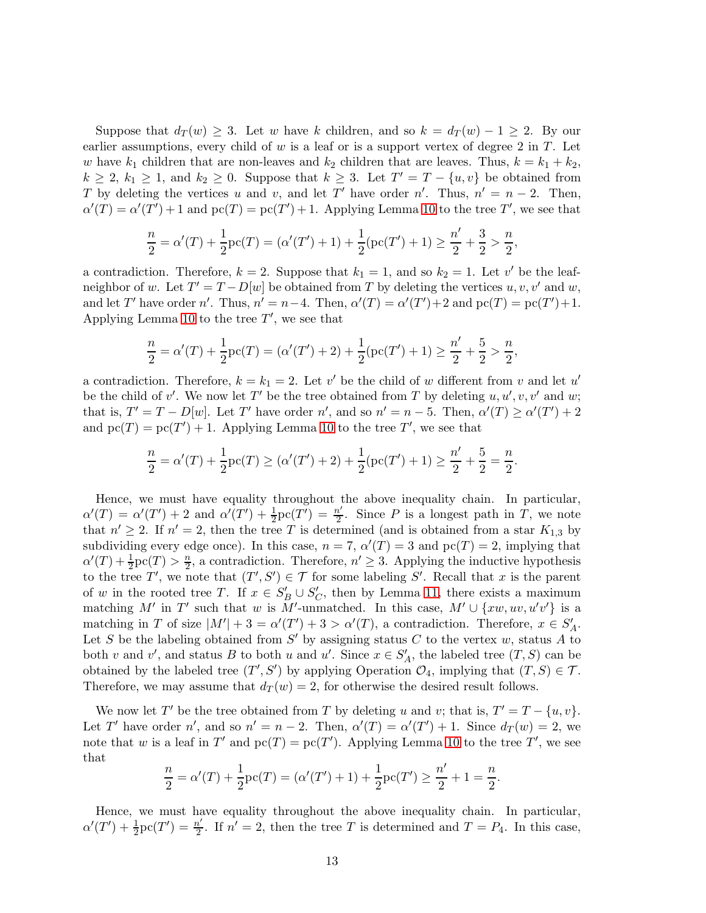Suppose that $d_T(w) \ge 3$. Let $w$ have $k$ children, and so $k = d_T(w) - 1 \ge 2$. By our earlier assumptions, every child of $w$ is a leaf or is a support vertex of degree 2 in $T$. Let $w$ have $k_1$ children that are non-leaves and $k_2$ children that are leaves. Thus, $k = k_1 + k_2$, $k \ge 2$, $k_1 \ge 1$, and $k_2 \ge 0$. Suppose that $k \ge 3$. Let $T' = T - \{u, v\}$ be obtained from $T$ by deleting the vertices $u$ and $v$, and let $T'$ have order $n'$. Thus, $n' = n - 2$. Then, $\alpha'(T) = \alpha'(T') + 1$ and $\text{pc}(T) = \text{pc}(T') + 1$. Applying Lemma 10 to the tree $T'$, we see that

$$\frac{n}{2} = \alpha'(T) + \frac{1}{2}\text{pc}(T) = (\alpha'(T') + 1) + \frac{1}{2}(\text{pc}(T') + 1) \ge \frac{n'}{2} + \frac{3}{2} > \frac{n}{2},$$

a contradiction. Therefore, $k = 2$. Suppose that $k_1 = 1$, and so $k_2 = 1$. Let $v'$ be the leaf-neighbor of $w$. Let $T' = T - D[w]$ be obtained from $T$ by deleting the vertices $u, v, v'$ and $w$, and let $T'$ have order $n'$. Thus, $n' = n - 4$. Then, $\alpha'(T) = \alpha'(T') + 2$ and $\text{pc}(T) = \text{pc}(T') + 1$. Applying Lemma 10 to the tree $T'$, we see that

$$\frac{n}{2} = \alpha'(T) + \frac{1}{2}\text{pc}(T) = (\alpha'(T') + 2) + \frac{1}{2}(\text{pc}(T') + 1) \ge \frac{n'}{2} + \frac{5}{2} > \frac{n}{2},$$

a contradiction. Therefore, $k = k_1 = 2$. Let $v'$ be the child of $w$ different from $v$ and let $u'$ be the child of $v'$. We now let $T'$ be the tree obtained from $T$ by deleting $u, u', v, v'$ and $w$; that is, $T' = T - D[w]$. Let $T'$ have order $n'$, and so $n' = n - 5$. Then, $\alpha'(T) \ge \alpha'(T') + 2$ and $\text{pc}(T) = \text{pc}(T') + 1$. Applying Lemma 10 to the tree $T'$, we see that

$$\frac{n}{2} = \alpha'(T) + \frac{1}{2}\text{pc}(T) \ge (\alpha'(T') + 2) + \frac{1}{2}(\text{pc}(T') + 1) \ge \frac{n'}{2} + \frac{5}{2} = \frac{n}{2}.$$

Hence, we must have equality throughout the above inequality chain. In particular, $\alpha'(T) = \alpha'(T') + 2$ and $\alpha'(T') + \frac{1}{2}\text{pc}(T') = \frac{n'}{2}$. Since $P$ is a longest path in $T$, we note that $n' \ge 2$. If $n' = 2$, then the tree $T$ is determined (and is obtained from a star $K_{1,3}$ by subdividing every edge once). In this case, $n = 7$, $\alpha'(T) = 3$ and $\text{pc}(T) = 2$, implying that $\alpha'(T) + \frac{1}{2}\text{pc}(T) > \frac{n}{2}$, a contradiction. Therefore, $n' \ge 3$. Applying the inductive hypothesis to the tree $T'$, we note that $(T', S') \in \mathcal{T}$ for some labeling $S'$. Recall that $x$ is the parent of $w$ in the rooted tree $T$. If $x \in S'_B \cup S'_C$, then by Lemma 11, there exists a maximum matching $M'$ in $T'$ such that $w$ is $M'$-unmatched. In this case, $M' \cup \{xw, uv, u'v'\}$ is a matching in $T$ of size $|M'| + 3 = \alpha'(T') + 3 > \alpha'(T)$, a contradiction. Therefore, $x \in S'_A$. Let $S$ be the labeling obtained from $S'$ by assigning status $C$ to the vertex $w$, status $A$ to both $v$ and $v'$, and status $B$ to both $u$ and $u'$. Since $x \in S'_A$, the labeled tree $(T, S)$ can be obtained by the labeled tree $(T', S')$ by applying Operation $\mathcal{O}_4$, implying that $(T, S) \in \mathcal{T}$. Therefore, we may assume that $d_T(w) = 2$, for otherwise the desired result follows.

We now let $T'$ be the tree obtained from $T$ by deleting $u$ and $v$; that is, $T' = T - \{u, v\}$. Let $T'$ have order $n'$, and so $n' = n - 2$. Then, $\alpha'(T) = \alpha'(T') + 1$. Since $d_T(w) = 2$, we note that $w$ is a leaf in $T'$ and $\text{pc}(T) = \text{pc}(T')$. Applying Lemma 10 to the tree $T'$, we see that

$$\frac{n}{2} = \alpha'(T) + \frac{1}{2}\text{pc}(T) = (\alpha'(T') + 1) + \frac{1}{2}\text{pc}(T') \ge \frac{n'}{2} + 1 = \frac{n}{2}.$$

Hence, we must have equality throughout the above inequality chain. In particular, $\alpha'(T') + \frac{1}{2}\text{pc}(T') = \frac{n'}{2}$. If $n' = 2$, then the tree $T$ is determined and $T = P_4$. In this case,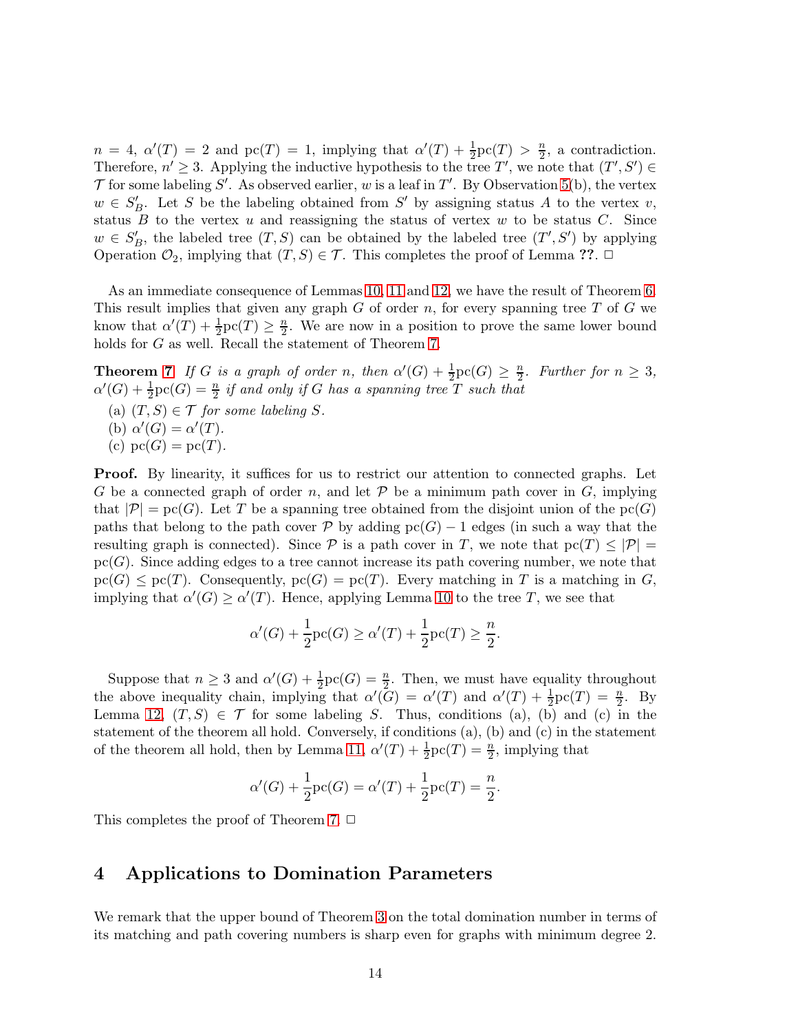$n = 4$, $\alpha'(T) = 2$ and $\text{pc}(T) = 1$, implying that $\alpha'(T) + \frac{1}{2}\text{pc}(T) > \frac{n}{2}$, a contradiction. Therefore, $n' \geq 3$. Applying the inductive hypothesis to the tree $T'$, we note that $(T', S') \in \mathcal{T}$ for some labeling $S'$. As observed earlier, $w$ is a leaf in $T'$. By Observation 5(b), the vertex $w \in S'_B$. Let $S$ be the labeling obtained from $S'$ by assigning status $A$ to the vertex $v$, status $B$ to the vertex $u$ and reassigning the status of vertex $w$ to be status $C$. Since $w \in S'_B$, the labeled tree $(T, S)$ can be obtained by the labeled tree $(T', S')$ by applying Operation $\mathcal{O}_2$, implying that $(T, S) \in \mathcal{T}$. This completes the proof of Lemma **??**. $\Box$

As an immediate consequence of Lemmas 10, 11 and 12, we have the result of Theorem 6. This result implies that given any graph $G$ of order $n$, for every spanning tree $T$ of $G$ we know that $\alpha'(T) + \frac{1}{2}\text{pc}(T) \geq \frac{n}{2}$. We are now in a position to prove the same lower bound holds for $G$ as well. Recall the statement of Theorem 7.

**Theorem 7** *If $G$ is a graph of order $n$, then $\alpha'(G) + \frac{1}{2}\text{pc}(G) \geq \frac{n}{2}$. Further for $n \geq 3$, $\alpha'(G) + \frac{1}{2}\text{pc}(G) = \frac{n}{2}$ if and only if $G$ has a spanning tree $T$ such that*

(a) *$(T, S) \in \mathcal{T}$ for some labeling $S$.*
(b) *$\alpha'(G) = \alpha'(T)$.*
(c) *$\text{pc}(G) = \text{pc}(T)$.*

**Proof.** By linearity, it suffices for us to restrict our attention to connected graphs. Let $G$ be a connected graph of order $n$, and let $\mathcal{P}$ be a minimum path cover in $G$, implying that $|\mathcal{P}| = \text{pc}(G)$. Let $T$ be a spanning tree obtained from the disjoint union of the $\text{pc}(G)$ paths that belong to the path cover $\mathcal{P}$ by adding $\text{pc}(G) - 1$ edges (in such a way that the resulting graph is connected). Since $\mathcal{P}$ is a path cover in $T$, we note that $\text{pc}(T) \leq |\mathcal{P}| = \text{pc}(G)$. Since adding edges to a tree cannot increase its path covering number, we note that $\text{pc}(G) \leq \text{pc}(T)$. Consequently, $\text{pc}(G) = \text{pc}(T)$. Every matching in $T$ is a matching in $G$, implying that $\alpha'(G) \geq \alpha'(T)$. Hence, applying Lemma 10 to the tree $T$, we see that

$$\alpha'(G) + \frac{1}{2}\text{pc}(G) \geq \alpha'(T) + \frac{1}{2}\text{pc}(T) \geq \frac{n}{2}.$$

Suppose that $n \geq 3$ and $\alpha'(G) + \frac{1}{2}\text{pc}(G) = \frac{n}{2}$. Then, we must have equality throughout the above inequality chain, implying that $\alpha'(G) = \alpha'(T)$ and $\alpha'(T) + \frac{1}{2}\text{pc}(T) = \frac{n}{2}$. By Lemma 12, $(T, S) \in \mathcal{T}$ for some labeling $S$. Thus, conditions (a), (b) and (c) in the statement of the theorem all hold. Conversely, if conditions (a), (b) and (c) in the statement of the theorem all hold, then by Lemma 11, $\alpha'(T) + \frac{1}{2}\text{pc}(T) = \frac{n}{2}$, implying that

$$\alpha'(G) + \frac{1}{2}\text{pc}(G) = \alpha'(T) + \frac{1}{2}\text{pc}(T) = \frac{n}{2}.$$

This completes the proof of Theorem 7. $\Box$

## 4 Applications to Domination Parameters

We remark that the upper bound of Theorem 3 on the total domination number in terms of its matching and path covering numbers is sharp even for graphs with minimum degree 2.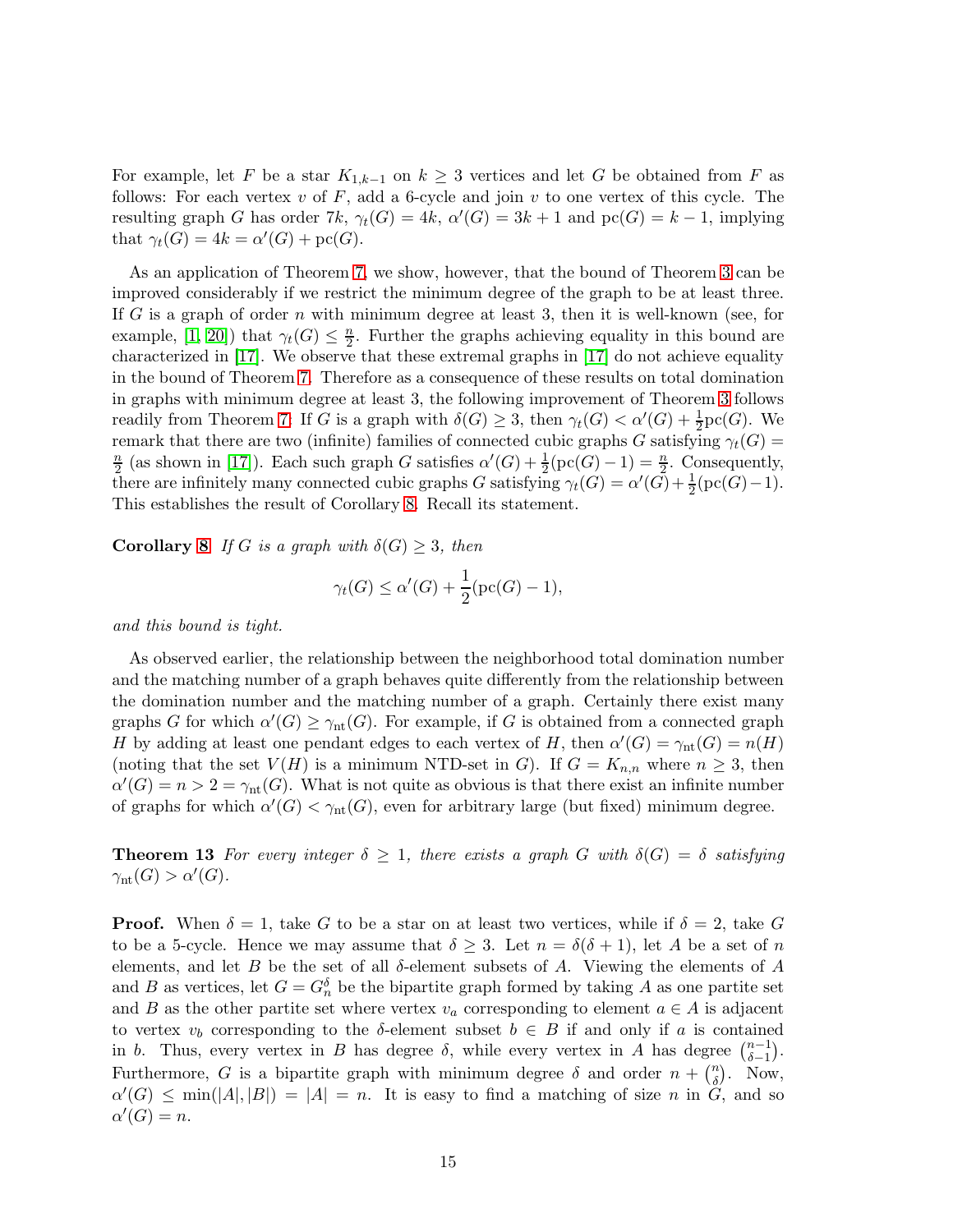For example, let $F$ be a star $K_{1,k-1}$ on $k \ge 3$ vertices and let $G$ be obtained from $F$ as follows: For each vertex $v$ of $F$, add a 6-cycle and join $v$ to one vertex of this cycle. The resulting graph $G$ has order $7k$, $\gamma_t(G) = 4k$, $\alpha'(G) = 3k + 1$ and $\mathrm{pc}(G) = k - 1$, implying that $\gamma_t(G) = 4k = \alpha'(G) + \mathrm{pc}(G)$.

As an application of Theorem 7, we show, however, that the bound of Theorem 3 can be improved considerably if we restrict the minimum degree of the graph to be at least three. If $G$ is a graph of order $n$ with minimum degree at least 3, then it is well-known (see, for example, [1, 20]) that $\gamma_t(G) \le \frac{n}{2}$. Further the graphs achieving equality in this bound are characterized in [17]. We observe that these extremal graphs in [17] do not achieve equality in the bound of Theorem 7. Therefore as a consequence of these results on total domination in graphs with minimum degree at least 3, the following improvement of Theorem 3 follows readily from Theorem 7: If $G$ is a graph with $\delta(G) \ge 3$, then $\gamma_t(G) < \alpha'(G) + \frac{1}{2}\mathrm{pc}(G)$. We remark that there are two (infinite) families of connected cubic graphs $G$ satisfying $\gamma_t(G) = \frac{n}{2}$ (as shown in [17]). Each such graph $G$ satisfies $\alpha'(G) + \frac{1}{2}(\mathrm{pc}(G) - 1) = \frac{n}{2}$. Consequently, there are infinitely many connected cubic graphs $G$ satisfying $\gamma_t(G) = \alpha'(G) + \frac{1}{2}(\mathrm{pc}(G) - 1)$. This establishes the result of Corollary 8. Recall its statement.

**Corollary 8** *If $G$ is a graph with $\delta(G) \ge 3$, then*

$$\gamma_t(G) \le \alpha'(G) + \frac{1}{2}(\mathrm{pc}(G) - 1),$$

*and this bound is tight.*

As observed earlier, the relationship between the neighborhood total domination number and the matching number of a graph behaves quite differently from the relationship between the domination number and the matching number of a graph. Certainly there exist many graphs $G$ for which $\alpha'(G) \ge \gamma_{\mathrm{nt}}(G)$. For example, if $G$ is obtained from a connected graph $H$ by adding at least one pendant edges to each vertex of $H$, then $\alpha'(G) = \gamma_{\mathrm{nt}}(G) = n(H)$ (noting that the set $V(H)$ is a minimum NTD-set in $G$). If $G = K_{n,n}$ where $n \ge 3$, then $\alpha'(G) = n > 2 = \gamma_{\mathrm{nt}}(G)$. What is not quite as obvious is that there exist an infinite number of graphs for which $\alpha'(G) < \gamma_{\mathrm{nt}}(G)$, even for arbitrary large (but fixed) minimum degree.

**Theorem 13** *For every integer $\delta \ge 1$, there exists a graph $G$ with $\delta(G) = \delta$ satisfying $\gamma_{\mathrm{nt}}(G) > \alpha'(G)$.*

**Proof.** When $\delta = 1$, take $G$ to be a star on at least two vertices, while if $\delta = 2$, take $G$ to be a 5-cycle. Hence we may assume that $\delta \ge 3$. Let $n = \delta(\delta + 1)$, let $A$ be a set of $n$ elements, and let $B$ be the set of all $\delta$-element subsets of $A$. Viewing the elements of $A$ and $B$ as vertices, let $G = G_n^\delta$ be the bipartite graph formed by taking $A$ as one partite set and $B$ as the other partite set where vertex $v_a$ corresponding to element $a \in A$ is adjacent to vertex $v_b$ corresponding to the $\delta$-element subset $b \in B$ if and only if $a$ is contained in $b$. Thus, every vertex in $B$ has degree $\delta$, while every vertex in $A$ has degree $\binom{n-1}{\delta-1}$. Furthermore, $G$ is a bipartite graph with minimum degree $\delta$ and order $n + \binom{n}{\delta}$. Now, $\alpha'(G) \le \min(|A|, |B|) = |A| = n$. It is easy to find a matching of size $n$ in $G$, and so $\alpha'(G) = n$.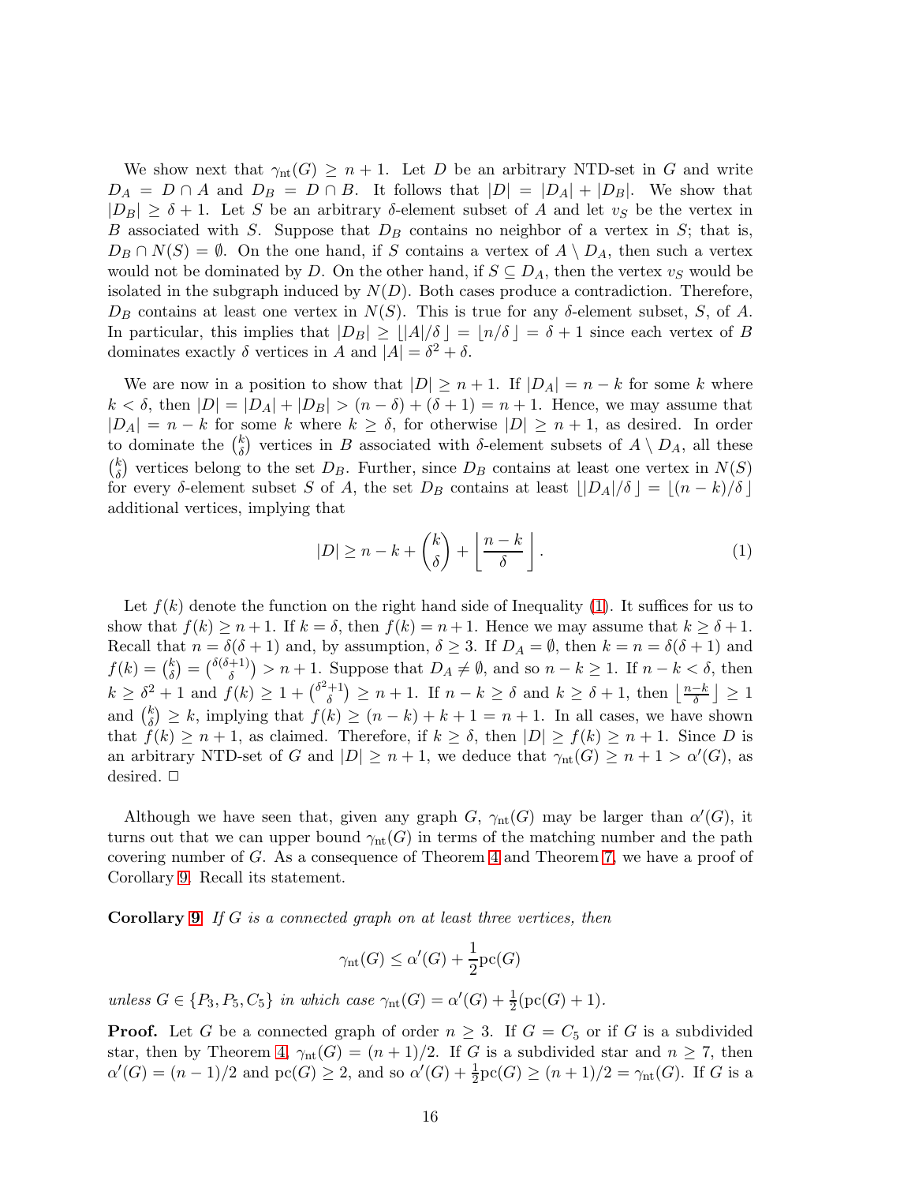We show next that $\gamma_{\rm nt}(G) \ge n+1$. Let $D$ be an arbitrary NTD-set in $G$ and write $D_A = D \cap A$ and $D_B = D \cap B$. It follows that $|D| = |D_A| + |D_B|$. We show that $|D_B| \ge \delta + 1$. Let $S$ be an arbitrary $\delta$-element subset of $A$ and let $v_S$ be the vertex in $B$ associated with $S$. Suppose that $D_B$ contains no neighbor of a vertex in $S$; that is, $D_B \cap N(S) = \emptyset$. On the one hand, if $S$ contains a vertex of $A \setminus D_A$, then such a vertex would not be dominated by $D$. On the other hand, if $S \subseteq D_A$, then the vertex $v_S$ would be isolated in the subgraph induced by $N(D)$. Both cases produce a contradiction. Therefore, $D_B$ contains at least one vertex in $N(S)$. This is true for any $\delta$-element subset, $S$, of $A$. In particular, this implies that $|D_B| \ge \lfloor |A|/\delta \rfloor = \lfloor n/\delta \rfloor = \delta + 1$ since each vertex of $B$ dominates exactly $\delta$ vertices in $A$ and $|A| = \delta^2 + \delta$.

We are now in a position to show that $|D| \ge n+1$. If $|D_A| = n - k$ for some $k$ where $k < \delta$, then $|D| = |D_A| + |D_B| > (n - \delta) + (\delta + 1) = n + 1$. Hence, we may assume that $|D_A| = n - k$ for some $k$ where $k \ge \delta$, for otherwise $|D| \ge n+1$, as desired. In order to dominate the $\binom{k}{\delta}$ vertices in $B$ associated with $\delta$-element subsets of $A \setminus D_A$, all these $\binom{k}{\delta}$ vertices belong to the set $D_B$. Further, since $D_B$ contains at least one vertex in $N(S)$ for every $\delta$-element subset $S$ of $A$, the set $D_B$ contains at least $\lfloor |D_A|/\delta \rfloor = \lfloor (n-k)/\delta \rfloor$ additional vertices, implying that

$$|D| \ge n - k + \binom{k}{\delta} + \left\lfloor \frac{n-k}{\delta} \right\rfloor. \tag{1}$$

Let $f(k)$ denote the function on the right hand side of Inequality (1). It suffices for us to show that $f(k) \ge n+1$. If $k = \delta$, then $f(k) = n+1$. Hence we may assume that $k \ge \delta + 1$. Recall that $n = \delta(\delta+1)$ and, by assumption, $\delta \ge 3$. If $D_A = \emptyset$, then $k = n = \delta(\delta+1)$ and $f(k) = \binom{k}{\delta} = \binom{\delta(\delta+1)}{\delta} > n+1$. Suppose that $D_A \ne \emptyset$, and so $n - k \ge 1$. If $n - k < \delta$, then $k \ge \delta^2 + 1$ and $f(k) \ge 1 + \binom{\delta^2+1}{\delta} \ge n+1$. If $n - k \ge \delta$ and $k \ge \delta + 1$, then $\lfloor \frac{n-k}{\delta} \rfloor \ge 1$ and $\binom{k}{\delta} \ge k$, implying that $f(k) \ge (n-k) + k + 1 = n+1$. In all cases, we have shown that $f(k) \ge n+1$, as claimed. Therefore, if $k \ge \delta$, then $|D| \ge f(k) \ge n+1$. Since $D$ is an arbitrary NTD-set of $G$ and $|D| \ge n+1$, we deduce that $\gamma_{\rm nt}(G) \ge n+1 > \alpha'(G)$, as desired. $\Box$

Although we have seen that, given any graph $G$, $\gamma_{\rm nt}(G)$ may be larger than $\alpha'(G)$, it turns out that we can upper bound $\gamma_{\rm nt}(G)$ in terms of the matching number and the path covering number of $G$. As a consequence of Theorem 4 and Theorem 7, we have a proof of Corollary 9. Recall its statement.

**Corollary 9** *If $G$ is a connected graph on at least three vertices, then*

$$\gamma_{\rm nt}(G) \le \alpha'(G) + \frac{1}{2}{\rm pc}(G)$$

*unless $G \in \{P_3, P_5, C_5\}$ in which case $\gamma_{\rm nt}(G) = \alpha'(G) + \frac{1}{2}({\rm pc}(G) + 1)$.*

**Proof.** Let $G$ be a connected graph of order $n \ge 3$. If $G = C_5$ or if $G$ is a subdivided star, then by Theorem 4, $\gamma_{\rm nt}(G) = (n+1)/2$. If $G$ is a subdivided star and $n \ge 7$, then $\alpha'(G) = (n-1)/2$ and ${\rm pc}(G) \ge 2$, and so $\alpha'(G) + \frac{1}{2}{\rm pc}(G) \ge (n+1)/2 = \gamma_{\rm nt}(G)$. If $G$ is a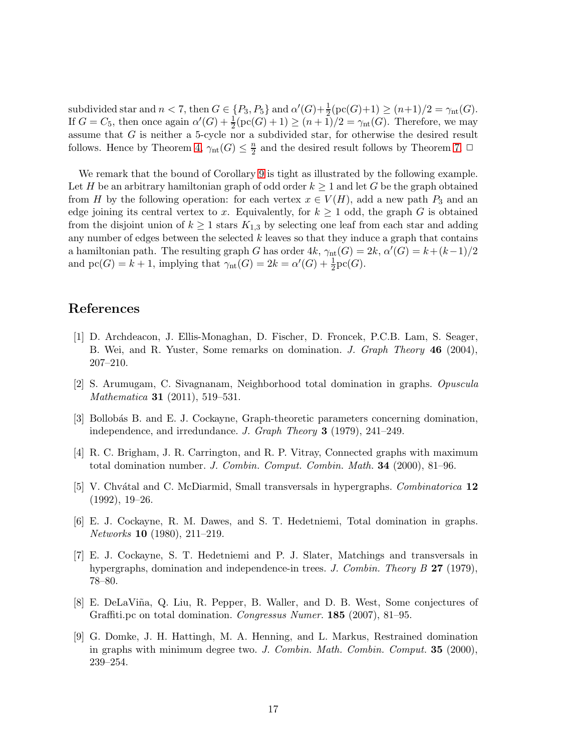subdivided star and $n < 7$, then $G \in \{P_3, P_5\}$ and $\alpha'(G) + \frac{1}{2}(\text{pc}(G)+1) \geq (n+1)/2 = \gamma_{\text{nt}}(G)$. If $G = C_5$, then once again $\alpha'(G) + \frac{1}{2}(\text{pc}(G)+1) \geq (n+1)/2 = \gamma_{\text{nt}}(G)$. Therefore, we may assume that $G$ is neither a 5-cycle nor a subdivided star, for otherwise the desired result follows. Hence by Theorem 4, $\gamma_{\text{nt}}(G) \leq \frac{n}{2}$ and the desired result follows by Theorem 7. $\Box$

We remark that the bound of Corollary 9 is tight as illustrated by the following example. Let $H$ be an arbitrary hamiltonian graph of odd order $k \geq 1$ and let $G$ be the graph obtained from $H$ by the following operation: for each vertex $x \in V(H)$, add a new path $P_3$ and an edge joining its central vertex to $x$. Equivalently, for $k \geq 1$ odd, the graph $G$ is obtained from the disjoint union of $k \geq 1$ stars $K_{1,3}$ by selecting one leaf from each star and adding any number of edges between the selected $k$ leaves so that they induce a graph that contains a hamiltonian path. The resulting graph $G$ has order $4k$, $\gamma_{\text{nt}}(G) = 2k$, $\alpha'(G) = k + (k-1)/2$ and $\text{pc}(G) = k + 1$, implying that $\gamma_{\text{nt}}(G) = 2k = \alpha'(G) + \frac{1}{2}\text{pc}(G)$.

## References

[1] D. Archdeacon, J. Ellis-Monaghan, D. Fischer, D. Froncek, P.C.B. Lam, S. Seager, B. Wei, and R. Yuster, Some remarks on domination. *J. Graph Theory* **46** (2004), 207–210.

[2] S. Arumugam, C. Sivagnanam, Neighborhood total domination in graphs. *Opuscula Mathematica* **31** (2011), 519–531.

[3] Bollobás B. and E. J. Cockayne, Graph-theoretic parameters concerning domination, independence, and irredundance. *J. Graph Theory* **3** (1979), 241–249.

[4] R. C. Brigham, J. R. Carrington, and R. P. Vitray, Connected graphs with maximum total domination number. *J. Combin. Comput. Combin. Math.* **34** (2000), 81–96.

[5] V. Chvátal and C. McDiarmid, Small transversals in hypergraphs. *Combinatorica* **12** (1992), 19–26.

[6] E. J. Cockayne, R. M. Dawes, and S. T. Hedetniemi, Total domination in graphs. *Networks* **10** (1980), 211–219.

[7] E. J. Cockayne, S. T. Hedetniemi and P. J. Slater, Matchings and transversals in hypergraphs, domination and independence-in trees. *J. Combin. Theory B* **27** (1979), 78–80.

[8] E. DeLaViña, Q. Liu, R. Pepper, B. Waller, and D. B. West, Some conjectures of Graffiti.pc on total domination. *Congressus Numer.* **185** (2007), 81–95.

[9] G. Domke, J. H. Hattingh, M. A. Henning, and L. Markus, Restrained domination in graphs with minimum degree two. *J. Combin. Math. Combin. Comput.* **35** (2000), 239–254.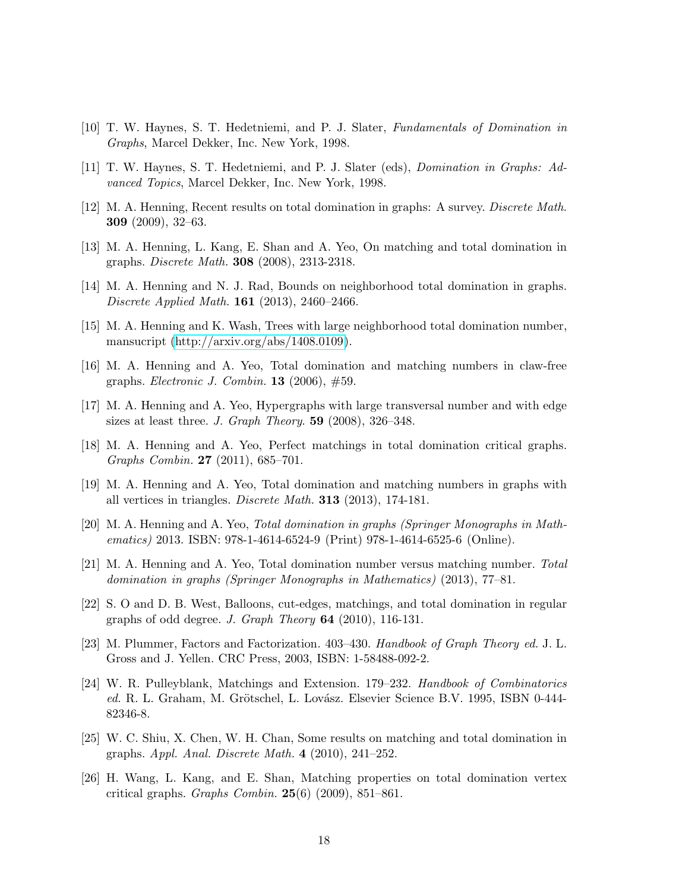[10] T. W. Haynes, S. T. Hedetniemi, and P. J. Slater, *Fundamentals of Domination in Graphs*, Marcel Dekker, Inc. New York, 1998.

[11] T. W. Haynes, S. T. Hedetniemi, and P. J. Slater (eds), *Domination in Graphs: Advanced Topics*, Marcel Dekker, Inc. New York, 1998.

[12] M. A. Henning, Recent results on total domination in graphs: A survey. *Discrete Math.* **309** (2009), 32–63.

[13] M. A. Henning, L. Kang, E. Shan and A. Yeo, On matching and total domination in graphs. *Discrete Math.* **308** (2008), 2313-2318.

[14] M. A. Henning and N. J. Rad, Bounds on neighborhood total domination in graphs. *Discrete Applied Math.* **161** (2013), 2460–2466.

[15] M. A. Henning and K. Wash, Trees with large neighborhood total domination number, mansucript (http://arxiv.org/abs/1408.0109).

[16] M. A. Henning and A. Yeo, Total domination and matching numbers in claw-free graphs. *Electronic J. Combin.* **13** (2006), #59.

[17] M. A. Henning and A. Yeo, Hypergraphs with large transversal number and with edge sizes at least three. *J. Graph Theory.* **59** (2008), 326–348.

[18] M. A. Henning and A. Yeo, Perfect matchings in total domination critical graphs. *Graphs Combin.* **27** (2011), 685–701.

[19] M. A. Henning and A. Yeo, Total domination and matching numbers in graphs with all vertices in triangles. *Discrete Math.* **313** (2013), 174-181.

[20] M. A. Henning and A. Yeo, *Total domination in graphs (Springer Monographs in Mathematics)* 2013. ISBN: 978-1-4614-6524-9 (Print) 978-1-4614-6525-6 (Online).

[21] M. A. Henning and A. Yeo, Total domination number versus matching number. *Total domination in graphs (Springer Monographs in Mathematics)* (2013), 77–81.

[22] S. O and D. B. West, Balloons, cut-edges, matchings, and total domination in regular graphs of odd degree. *J. Graph Theory* **64** (2010), 116-131.

[23] M. Plummer, Factors and Factorization. 403–430. *Handbook of Graph Theory ed.* J. L. Gross and J. Yellen. CRC Press, 2003, ISBN: 1-58488-092-2.

[24] W. R. Pulleyblank, Matchings and Extension. 179–232. *Handbook of Combinatorics ed.* R. L. Graham, M. Grötschel, L. Lovász. Elsevier Science B.V. 1995, ISBN 0-444-82346-8.

[25] W. C. Shiu, X. Chen, W. H. Chan, Some results on matching and total domination in graphs. *Appl. Anal. Discrete Math.* **4** (2010), 241–252.

[26] H. Wang, L. Kang, and E. Shan, Matching properties on total domination vertex critical graphs. *Graphs Combin.* **25**(6) (2009), 851–861.